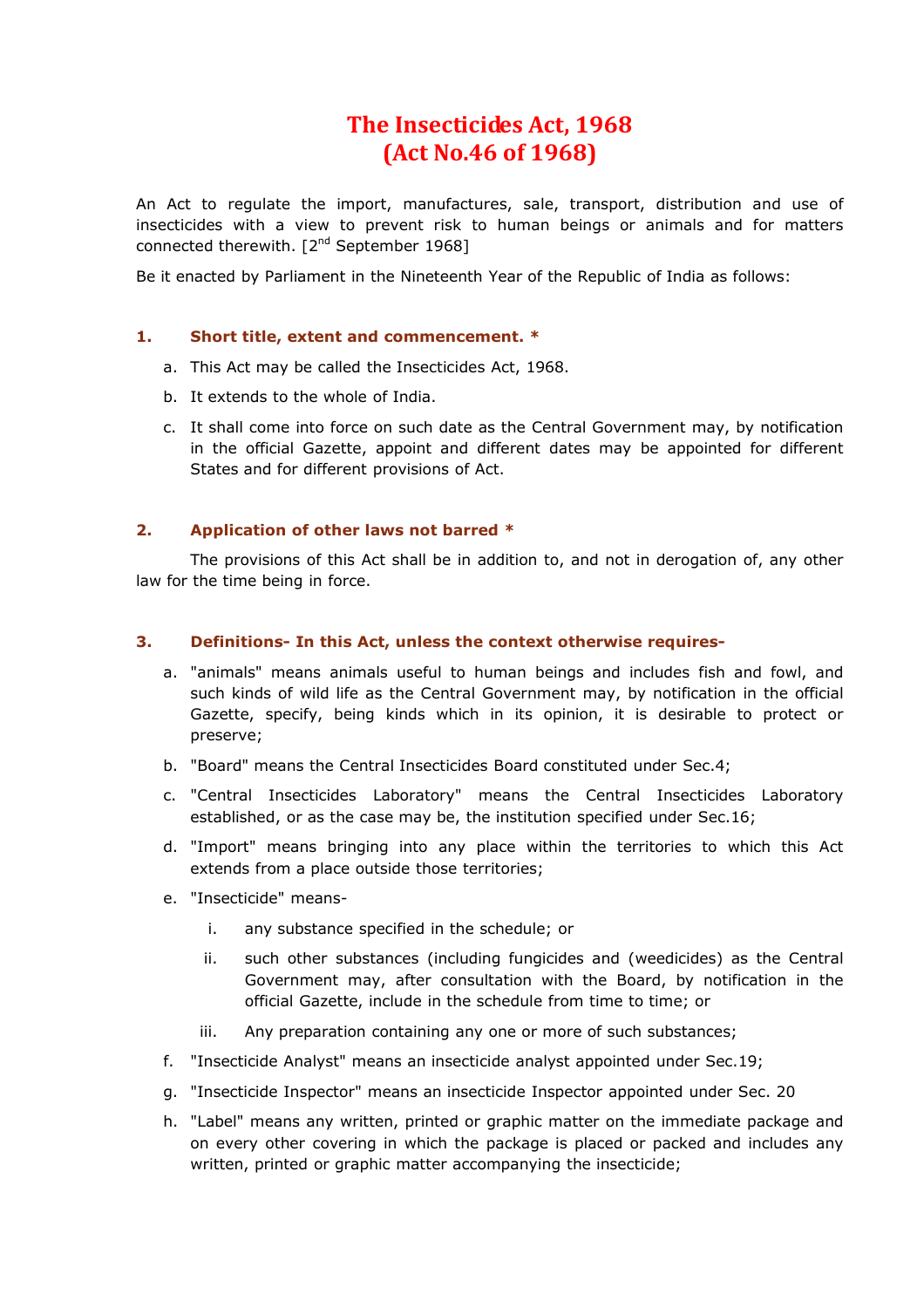# The Insecticides Act, 1968
# (Act No.46 of 1968)

An Act to regulate the import, manufactures, sale, transport, distribution and use of insecticides with a view to prevent risk to human beings or animals and for matters connected therewith. [2nd September 1968]

Be it enacted by Parliament in the Nineteenth Year of the Republic of India as follows:

### 1. Short title, extent and commencement. *

a. This Act may be called the Insecticides Act, 1968.

b. It extends to the whole of India.

c. It shall come into force on such date as the Central Government may, by notification in the official Gazette, appoint and different dates may be appointed for different States and for different provisions of Act.

### 2. Application of other laws not barred *

The provisions of this Act shall be in addition to, and not in derogation of, any other law for the time being in force.

### 3. Definitions- In this Act, unless the context otherwise requires-

a. "animals" means animals useful to human beings and includes fish and fowl, and such kinds of wild life as the Central Government may, by notification in the official Gazette, specify, being kinds which in its opinion, it is desirable to protect or preserve;

b. "Board" means the Central Insecticides Board constituted under Sec.4;

c. "Central Insecticides Laboratory" means the Central Insecticides Laboratory established, or as the case may be, the institution specified under Sec.16;

d. "Import" means bringing into any place within the territories to which this Act extends from a place outside those territories;

e. "Insecticide" means-

   i. any substance specified in the schedule; or

   ii. such other substances (including fungicides and (weedicides) as the Central Government may, after consultation with the Board, by notification in the official Gazette, include in the schedule from time to time; or

   iii. Any preparation containing any one or more of such substances;

f. "Insecticide Analyst" means an insecticide analyst appointed under Sec.19;

g. "Insecticide Inspector" means an insecticide Inspector appointed under Sec. 20

h. "Label" means any written, printed or graphic matter on the immediate package and on every other covering in which the package is placed or packed and includes any written, printed or graphic matter accompanying the insecticide;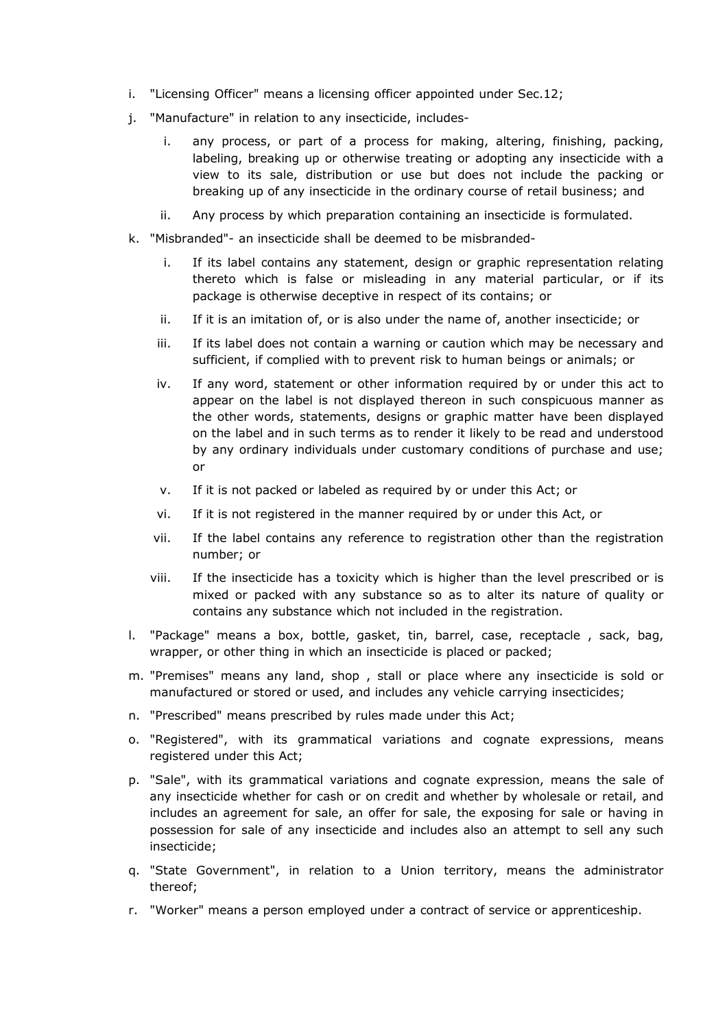i. "Licensing Officer" means a licensing officer appointed under Sec.12;

j. "Manufacture" in relation to any insecticide, includes-

   i. any process, or part of a process for making, altering, finishing, packing, labeling, breaking up or otherwise treating or adopting any insecticide with a view to its sale, distribution or use but does not include the packing or breaking up of any insecticide in the ordinary course of retail business; and

   ii. Any process by which preparation containing an insecticide is formulated.

k. "Misbranded"- an insecticide shall be deemed to be misbranded-

   i. If its label contains any statement, design or graphic representation relating thereto which is false or misleading in any material particular, or if its package is otherwise deceptive in respect of its contains; or

   ii. If it is an imitation of, or is also under the name of, another insecticide; or

   iii. If its label does not contain a warning or caution which may be necessary and sufficient, if complied with to prevent risk to human beings or animals; or

   iv. If any word, statement or other information required by or under this act to appear on the label is not displayed thereon in such conspicuous manner as the other words, statements, designs or graphic matter have been displayed on the label and in such terms as to render it likely to be read and understood by any ordinary individuals under customary conditions of purchase and use; or

   v. If it is not packed or labeled as required by or under this Act; or

   vi. If it is not registered in the manner required by or under this Act, or

   vii. If the label contains any reference to registration other than the registration number; or

   viii. If the insecticide has a toxicity which is higher than the level prescribed or is mixed or packed with any substance so as to alter its nature of quality or contains any substance which not included in the registration.

l. "Package" means a box, bottle, gasket, tin, barrel, case, receptacle , sack, bag, wrapper, or other thing in which an insecticide is placed or packed;

m. "Premises" means any land, shop , stall or place where any insecticide is sold or manufactured or stored or used, and includes any vehicle carrying insecticides;

n. "Prescribed" means prescribed by rules made under this Act;

o. "Registered", with its grammatical variations and cognate expressions, means registered under this Act;

p. "Sale", with its grammatical variations and cognate expression, means the sale of any insecticide whether for cash or on credit and whether by wholesale or retail, and includes an agreement for sale, an offer for sale, the exposing for sale or having in possession for sale of any insecticide and includes also an attempt to sell any such insecticide;

q. "State Government", in relation to a Union territory, means the administrator thereof;

r. "Worker" means a person employed under a contract of service or apprenticeship.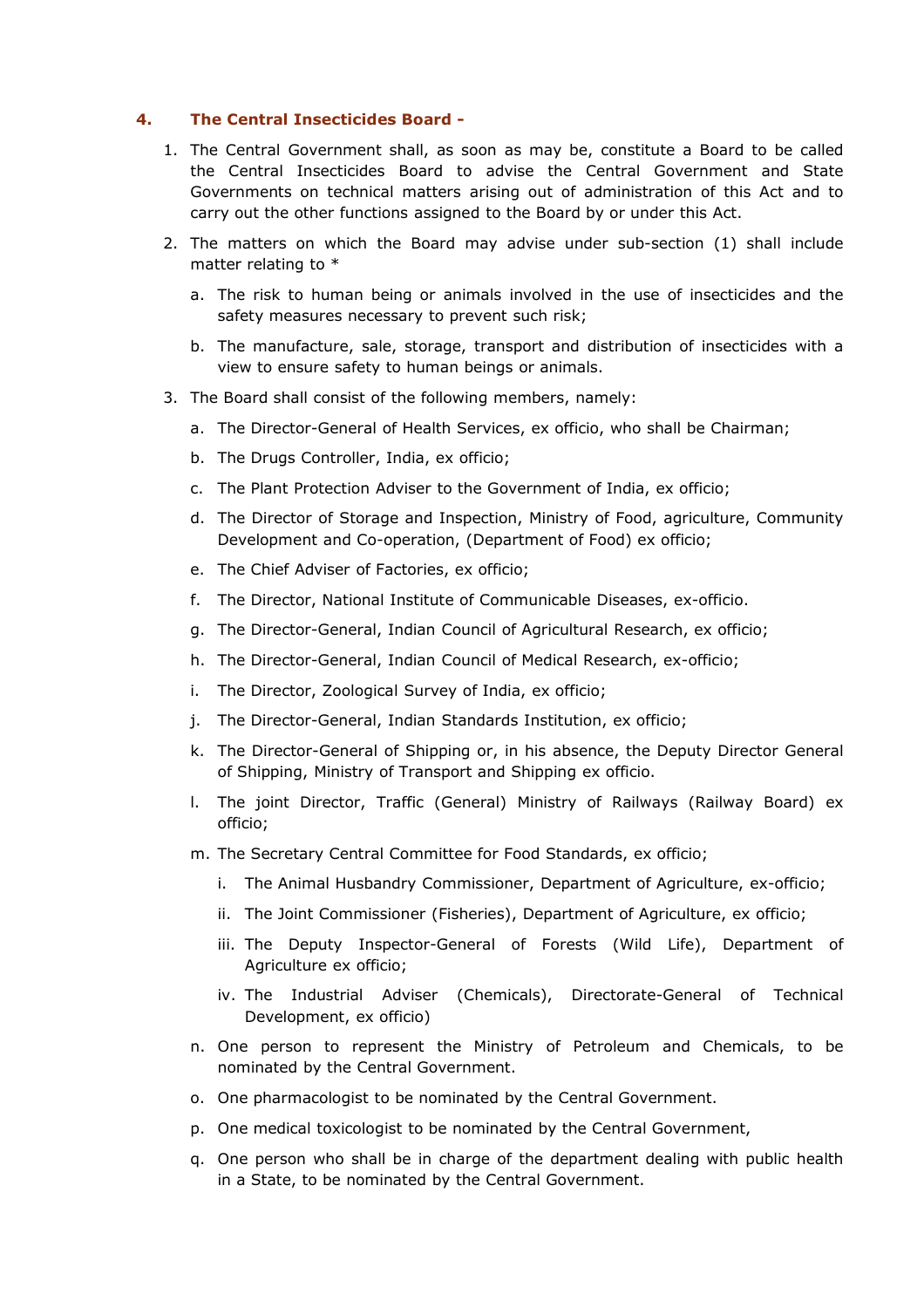## 4. The Central Insecticides Board -

1. The Central Government shall, as soon as may be, constitute a Board to be called the Central Insecticides Board to advise the Central Government and State Governments on technical matters arising out of administration of this Act and to carry out the other functions assigned to the Board by or under this Act.
2. The matters on which the Board may advise under sub-section (1) shall include matter relating to *
   a. The risk to human being or animals involved in the use of insecticides and the safety measures necessary to prevent such risk;
   b. The manufacture, sale, storage, transport and distribution of insecticides with a view to ensure safety to human beings or animals.
3. The Board shall consist of the following members, namely:
   a. The Director-General of Health Services, ex officio, who shall be Chairman;
   b. The Drugs Controller, India, ex officio;
   c. The Plant Protection Adviser to the Government of India, ex officio;
   d. The Director of Storage and Inspection, Ministry of Food, agriculture, Community Development and Co-operation, (Department of Food) ex officio;
   e. The Chief Adviser of Factories, ex officio;
   f. The Director, National Institute of Communicable Diseases, ex-officio.
   g. The Director-General, Indian Council of Agricultural Research, ex officio;
   h. The Director-General, Indian Council of Medical Research, ex-officio;
   i. The Director, Zoological Survey of India, ex officio;
   j. The Director-General, Indian Standards Institution, ex officio;
   k. The Director-General of Shipping or, in his absence, the Deputy Director General of Shipping, Ministry of Transport and Shipping ex officio.
   l. The joint Director, Traffic (General) Ministry of Railways (Railway Board) ex officio;
   m. The Secretary Central Committee for Food Standards, ex officio;
      i. The Animal Husbandry Commissioner, Department of Agriculture, ex-officio;
      ii. The Joint Commissioner (Fisheries), Department of Agriculture, ex officio;
      iii. The Deputy Inspector-General of Forests (Wild Life), Department of Agriculture ex officio;
      iv. The Industrial Adviser (Chemicals), Directorate-General of Technical Development, ex officio)
   n. One person to represent the Ministry of Petroleum and Chemicals, to be nominated by the Central Government.
   o. One pharmacologist to be nominated by the Central Government.
   p. One medical toxicologist to be nominated by the Central Government,
   q. One person who shall be in charge of the department dealing with public health in a State, to be nominated by the Central Government.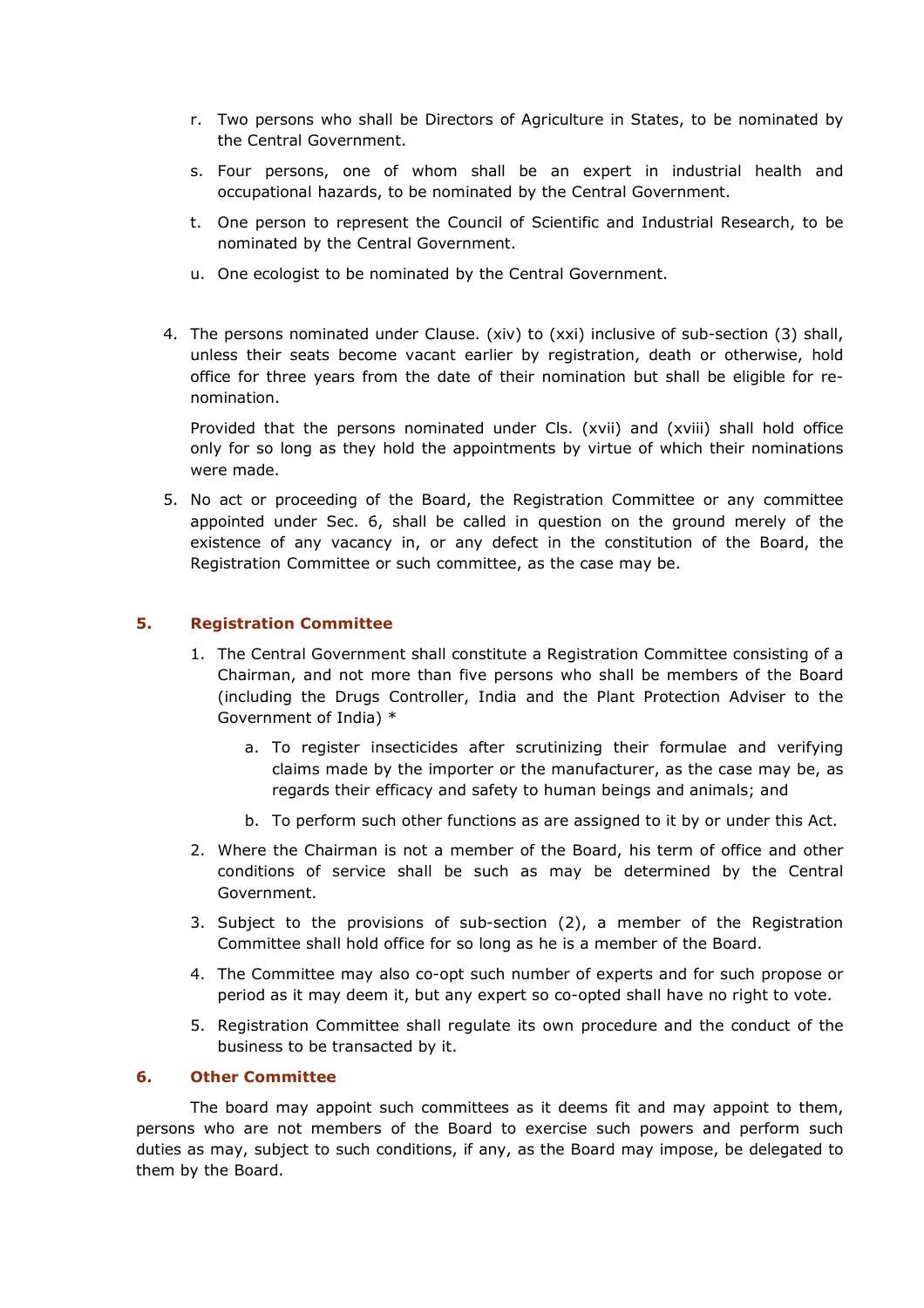r. Two persons who shall be Directors of Agriculture in States, to be nominated by the Central Government.

s. Four persons, one of whom shall be an expert in industrial health and occupational hazards, to be nominated by the Central Government.

t. One person to represent the Council of Scientific and Industrial Research, to be nominated by the Central Government.

u. One ecologist to be nominated by the Central Government.

4. The persons nominated under Clause. (xiv) to (xxi) inclusive of sub-section (3) shall, unless their seats become vacant earlier by registration, death or otherwise, hold office for three years from the date of their nomination but shall be eligible for re-nomination.

   Provided that the persons nominated under Cls. (xvii) and (xviii) shall hold office only for so long as they hold the appointments by virtue of which their nominations were made.

5. No act or proceeding of the Board, the Registration Committee or any committee appointed under Sec. 6, shall be called in question on the ground merely of the existence of any vacancy in, or any defect in the constitution of the Board, the Registration Committee or such committee, as the case may be.

## 5. Registration Committee

1. The Central Government shall constitute a Registration Committee consisting of a Chairman, and not more than five persons who shall be members of the Board (including the Drugs Controller, India and the Plant Protection Adviser to the Government of India) *

   a. To register insecticides after scrutinizing their formulae and verifying claims made by the importer or the manufacturer, as the case may be, as regards their efficacy and safety to human beings and animals; and

   b. To perform such other functions as are assigned to it by or under this Act.

2. Where the Chairman is not a member of the Board, his term of office and other conditions of service shall be such as may be determined by the Central Government.

3. Subject to the provisions of sub-section (2), a member of the Registration Committee shall hold office for so long as he is a member of the Board.

4. The Committee may also co-opt such number of experts and for such propose or period as it may deem it, but any expert so co-opted shall have no right to vote.

5. Registration Committee shall regulate its own procedure and the conduct of the business to be transacted by it.

## 6. Other Committee

The board may appoint such committees as it deems fit and may appoint to them, persons who are not members of the Board to exercise such powers and perform such duties as may, subject to such conditions, if any, as the Board may impose, be delegated to them by the Board.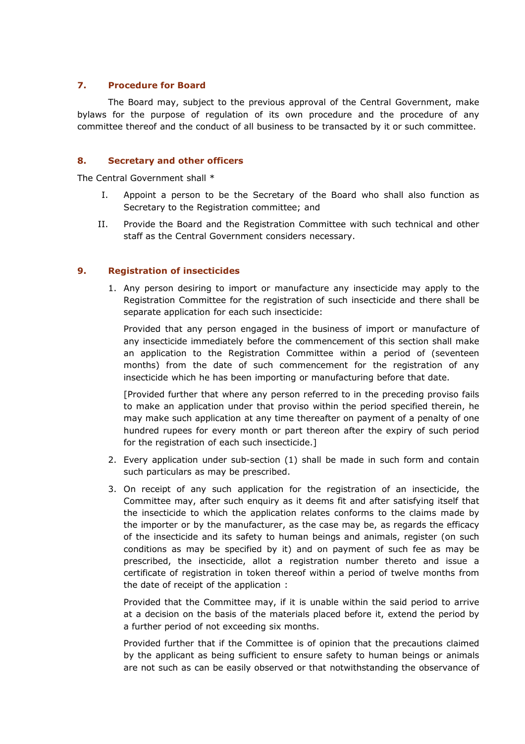## 7. Procedure for Board

The Board may, subject to the previous approval of the Central Government, make bylaws for the purpose of regulation of its own procedure and the procedure of any committee thereof and the conduct of all business to be transacted by it or such committee.

## 8. Secretary and other officers

The Central Government shall *

I. Appoint a person to be the Secretary of the Board who shall also function as Secretary to the Registration committee; and

II. Provide the Board and the Registration Committee with such technical and other staff as the Central Government considers necessary.

## 9. Registration of insecticides

1. Any person desiring to import or manufacture any insecticide may apply to the Registration Committee for the registration of such insecticide and there shall be separate application for each such insecticide:

   Provided that any person engaged in the business of import or manufacture of any insecticide immediately before the commencement of this section shall make an application to the Registration Committee within a period of (seventeen months) from the date of such commencement for the registration of any insecticide which he has been importing or manufacturing before that date.

   [Provided further that where any person referred to in the preceding proviso fails to make an application under that proviso within the period specified therein, he may make such application at any time thereafter on payment of a penalty of one hundred rupees for every month or part thereon after the expiry of such period for the registration of each such insecticide.]

2. Every application under sub-section (1) shall be made in such form and contain such particulars as may be prescribed.

3. On receipt of any such application for the registration of an insecticide, the Committee may, after such enquiry as it deems fit and after satisfying itself that the insecticide to which the application relates conforms to the claims made by the importer or by the manufacturer, as the case may be, as regards the efficacy of the insecticide and its safety to human beings and animals, register (on such conditions as may be specified by it) and on payment of such fee as may be prescribed, the insecticide, allot a registration number thereto and issue a certificate of registration in token thereof within a period of twelve months from the date of receipt of the application :

   Provided that the Committee may, if it is unable within the said period to arrive at a decision on the basis of the materials placed before it, extend the period by a further period of not exceeding six months.

   Provided further that if the Committee is of opinion that the precautions claimed by the applicant as being sufficient to ensure safety to human beings or animals are not such as can be easily observed or that notwithstanding the observance of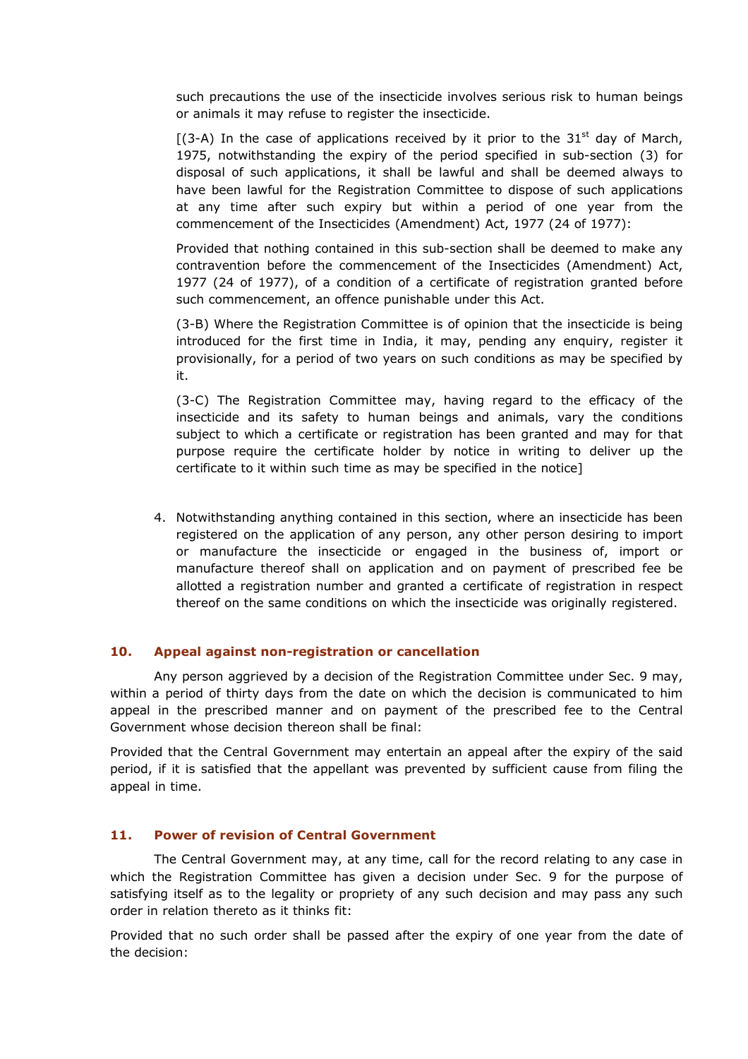such precautions the use of the insecticide involves serious risk to human beings or animals it may refuse to register the insecticide.

[(3-A) In the case of applications received by it prior to the 31st day of March, 1975, notwithstanding the expiry of the period specified in sub-section (3) for disposal of such applications, it shall be lawful and shall be deemed always to have been lawful for the Registration Committee to dispose of such applications at any time after such expiry but within a period of one year from the commencement of the Insecticides (Amendment) Act, 1977 (24 of 1977):

Provided that nothing contained in this sub-section shall be deemed to make any contravention before the commencement of the Insecticides (Amendment) Act, 1977 (24 of 1977), of a condition of a certificate of registration granted before such commencement, an offence punishable under this Act.

(3-B) Where the Registration Committee is of opinion that the insecticide is being introduced for the first time in India, it may, pending any enquiry, register it provisionally, for a period of two years on such conditions as may be specified by it.

(3-C) The Registration Committee may, having regard to the efficacy of the insecticide and its safety to human beings and animals, vary the conditions subject to which a certificate or registration has been granted and may for that purpose require the certificate holder by notice in writing to deliver up the certificate to it within such time as may be specified in the notice]

4. Notwithstanding anything contained in this section, where an insecticide has been registered on the application of any person, any other person desiring to import or manufacture the insecticide or engaged in the business of, import or manufacture thereof shall on application and on payment of prescribed fee be allotted a registration number and granted a certificate of registration in respect thereof on the same conditions on which the insecticide was originally registered.

### 10. Appeal against non-registration or cancellation

Any person aggrieved by a decision of the Registration Committee under Sec. 9 may, within a period of thirty days from the date on which the decision is communicated to him appeal in the prescribed manner and on payment of the prescribed fee to the Central Government whose decision thereon shall be final:

Provided that the Central Government may entertain an appeal after the expiry of the said period, if it is satisfied that the appellant was prevented by sufficient cause from filing the appeal in time.

### 11. Power of revision of Central Government

The Central Government may, at any time, call for the record relating to any case in which the Registration Committee has given a decision under Sec. 9 for the purpose of satisfying itself as to the legality or propriety of any such decision and may pass any such order in relation thereto as it thinks fit:

Provided that no such order shall be passed after the expiry of one year from the date of the decision: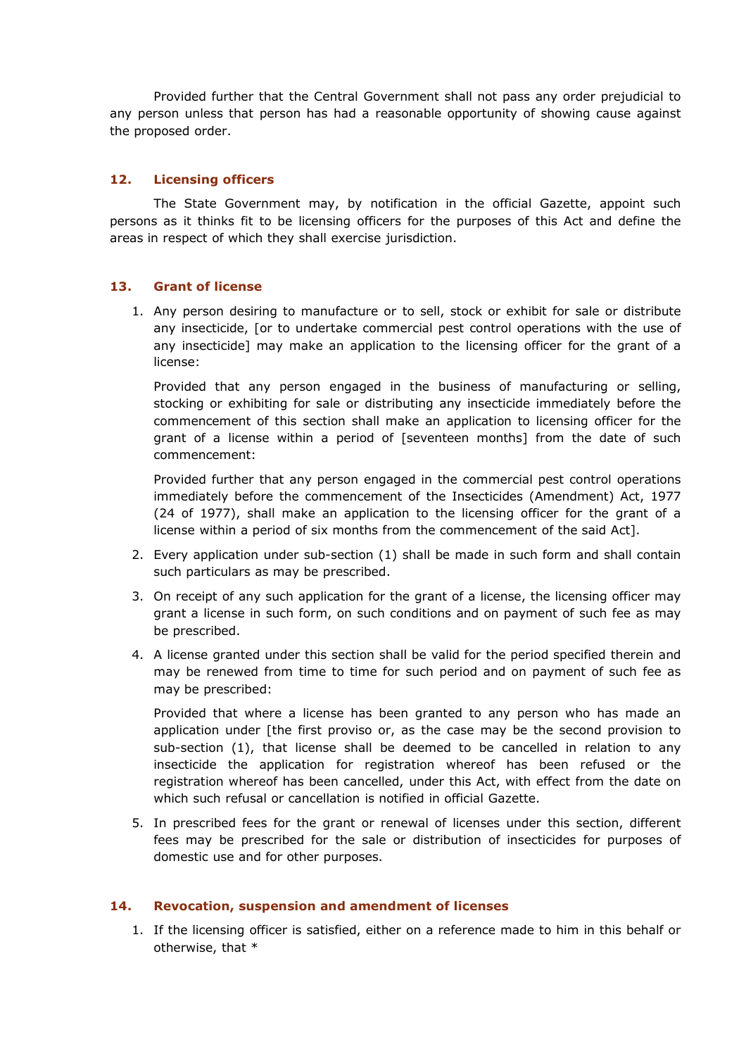Provided further that the Central Government shall not pass any order prejudicial to any person unless that person has had a reasonable opportunity of showing cause against the proposed order.

### 12. Licensing officers

The State Government may, by notification in the official Gazette, appoint such persons as it thinks fit to be licensing officers for the purposes of this Act and define the areas in respect of which they shall exercise jurisdiction.

### 13. Grant of license

1. Any person desiring to manufacture or to sell, stock or exhibit for sale or distribute any insecticide, [or to undertake commercial pest control operations with the use of any insecticide] may make an application to the licensing officer for the grant of a license:

   Provided that any person engaged in the business of manufacturing or selling, stocking or exhibiting for sale or distributing any insecticide immediately before the commencement of this section shall make an application to licensing officer for the grant of a license within a period of [seventeen months] from the date of such commencement:

   Provided further that any person engaged in the commercial pest control operations immediately before the commencement of the Insecticides (Amendment) Act, 1977 (24 of 1977), shall make an application to the licensing officer for the grant of a license within a period of six months from the commencement of the said Act].

2. Every application under sub-section (1) shall be made in such form and shall contain such particulars as may be prescribed.

3. On receipt of any such application for the grant of a license, the licensing officer may grant a license in such form, on such conditions and on payment of such fee as may be prescribed.

4. A license granted under this section shall be valid for the period specified therein and may be renewed from time to time for such period and on payment of such fee as may be prescribed:

   Provided that where a license has been granted to any person who has made an application under [the first proviso or, as the case may be the second provision to sub-section (1), that license shall be deemed to be cancelled in relation to any insecticide the application for registration whereof has been refused or the registration whereof has been cancelled, under this Act, with effect from the date on which such refusal or cancellation is notified in official Gazette.

5. In prescribed fees for the grant or renewal of licenses under this section, different fees may be prescribed for the sale or distribution of insecticides for purposes of domestic use and for other purposes.

### 14. Revocation, suspension and amendment of licenses

1. If the licensing officer is satisfied, either on a reference made to him in this behalf or otherwise, that *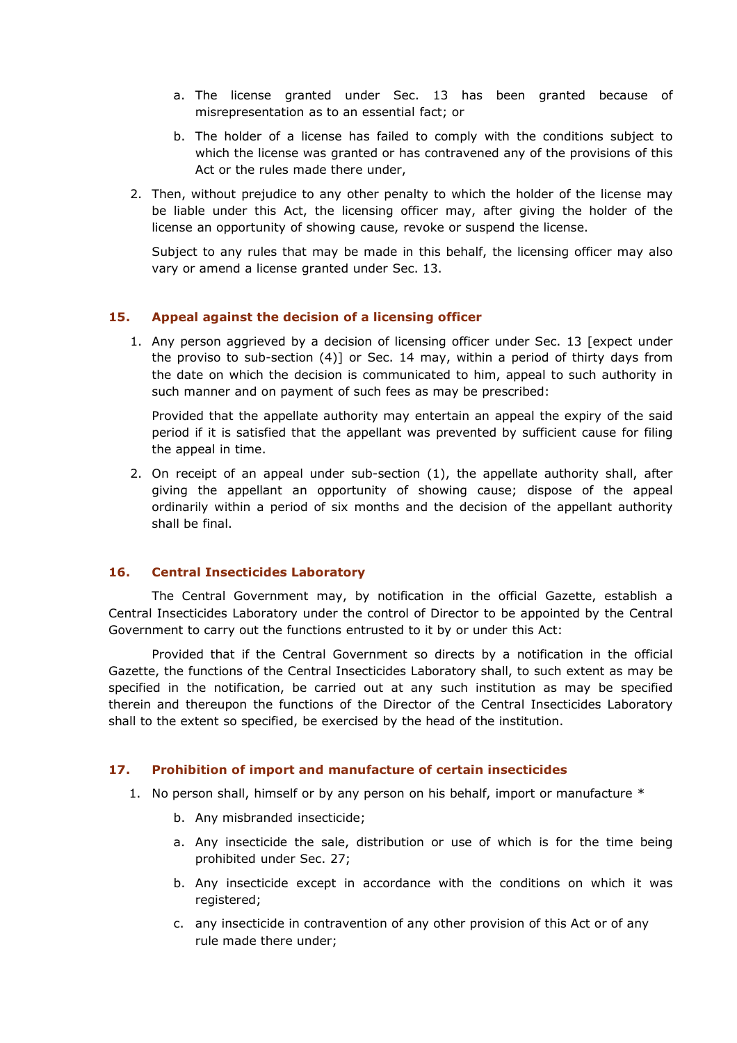a. The license granted under Sec. 13 has been granted because of misrepresentation as to an essential fact; or

b. The holder of a license has failed to comply with the conditions subject to which the license was granted or has contravened any of the provisions of this Act or the rules made there under,

2. Then, without prejudice to any other penalty to which the holder of the license may be liable under this Act, the licensing officer may, after giving the holder of the license an opportunity of showing cause, revoke or suspend the license.

   Subject to any rules that may be made in this behalf, the licensing officer may also vary or amend a license granted under Sec. 13.

### 15. Appeal against the decision of a licensing officer

1. Any person aggrieved by a decision of licensing officer under Sec. 13 [expect under the proviso to sub-section (4)] or Sec. 14 may, within a period of thirty days from the date on which the decision is communicated to him, appeal to such authority in such manner and on payment of such fees as may be prescribed:

   Provided that the appellate authority may entertain an appeal the expiry of the said period if it is satisfied that the appellant was prevented by sufficient cause for filing the appeal in time.

2. On receipt of an appeal under sub-section (1), the appellate authority shall, after giving the appellant an opportunity of showing cause; dispose of the appeal ordinarily within a period of six months and the decision of the appellant authority shall be final.

### 16. Central Insecticides Laboratory

The Central Government may, by notification in the official Gazette, establish a Central Insecticides Laboratory under the control of Director to be appointed by the Central Government to carry out the functions entrusted to it by or under this Act:

Provided that if the Central Government so directs by a notification in the official Gazette, the functions of the Central Insecticides Laboratory shall, to such extent as may be specified in the notification, be carried out at any such institution as may be specified therein and thereupon the functions of the Director of the Central Insecticides Laboratory shall to the extent so specified, be exercised by the head of the institution.

### 17. Prohibition of import and manufacture of certain insecticides

1. No person shall, himself or by any person on his behalf, import or manufacture *

   b. Any misbranded insecticide;

   a. Any insecticide the sale, distribution or use of which is for the time being prohibited under Sec. 27;

   b. Any insecticide except in accordance with the conditions on which it was registered;

   c. any insecticide in contravention of any other provision of this Act or of any rule made there under;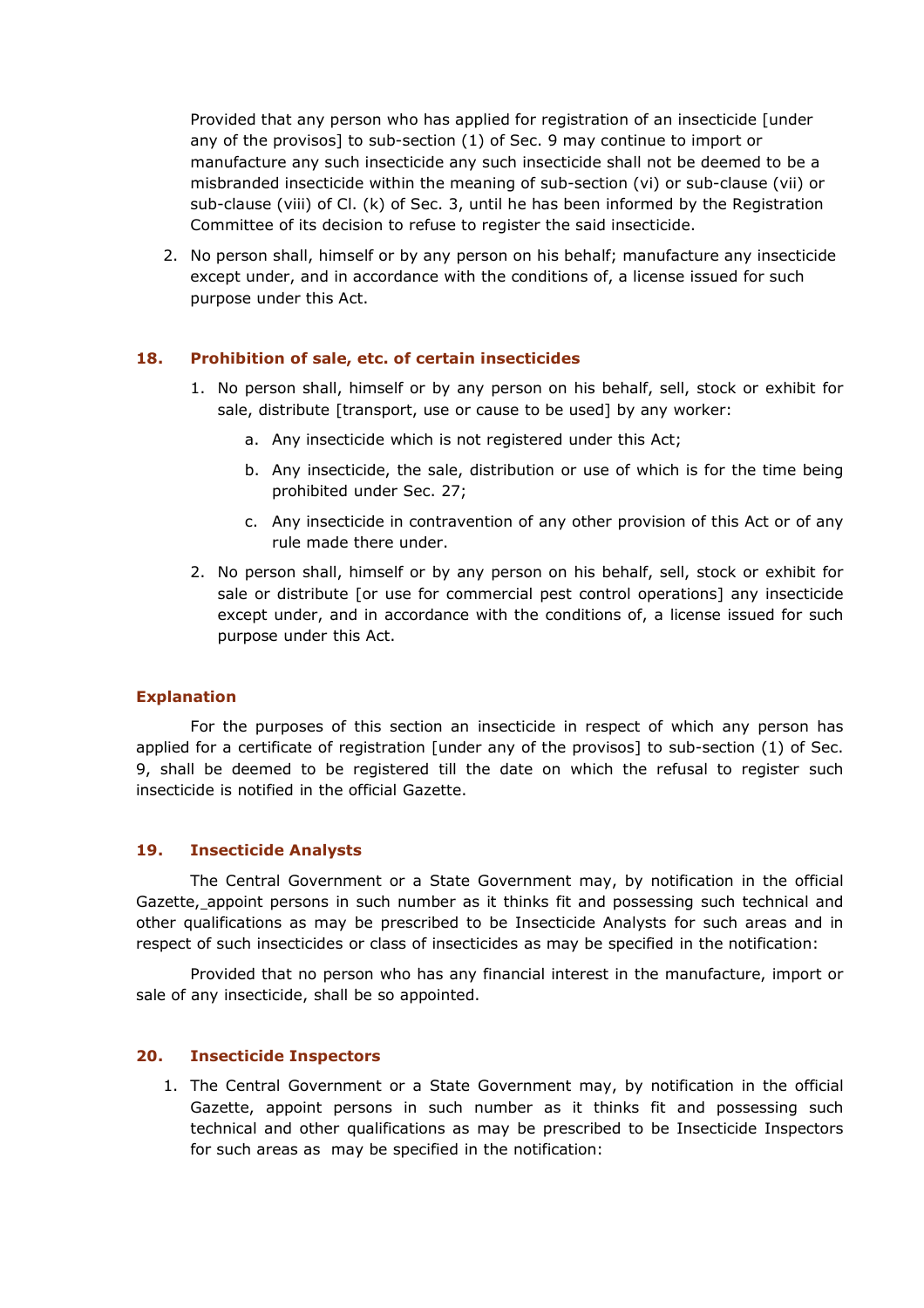Provided that any person who has applied for registration of an insecticide [under any of the provisos] to sub-section (1) of Sec. 9 may continue to import or manufacture any such insecticide any such insecticide shall not be deemed to be a misbranded insecticide within the meaning of sub-section (vi) or sub-clause (vii) or sub-clause (viii) of Cl. (k) of Sec. 3, until he has been informed by the Registration Committee of its decision to refuse to register the said insecticide.

2. No person shall, himself or by any person on his behalf; manufacture any insecticide except under, and in accordance with the conditions of, a license issued for such purpose under this Act.

### 18. Prohibition of sale, etc. of certain insecticides

1. No person shall, himself or by any person on his behalf, sell, stock or exhibit for sale, distribute [transport, use or cause to be used] by any worker:
   a. Any insecticide which is not registered under this Act;
   b. Any insecticide, the sale, distribution or use of which is for the time being prohibited under Sec. 27;
   c. Any insecticide in contravention of any other provision of this Act or of any rule made there under.
2. No person shall, himself or by any person on his behalf, sell, stock or exhibit for sale or distribute [or use for commercial pest control operations] any insecticide except under, and in accordance with the conditions of, a license issued for such purpose under this Act.

### Explanation

For the purposes of this section an insecticide in respect of which any person has applied for a certificate of registration [under any of the provisos] to sub-section (1) of Sec. 9, shall be deemed to be registered till the date on which the refusal to register such insecticide is notified in the official Gazette.

### 19. Insecticide Analysts

The Central Government or a State Government may, by notification in the official Gazette, appoint persons in such number as it thinks fit and possessing such technical and other qualifications as may be prescribed to be Insecticide Analysts for such areas and in respect of such insecticides or class of insecticides as may be specified in the notification:

Provided that no person who has any financial interest in the manufacture, import or sale of any insecticide, shall be so appointed.

### 20. Insecticide Inspectors

1. The Central Government or a State Government may, by notification in the official Gazette, appoint persons in such number as it thinks fit and possessing such technical and other qualifications as may be prescribed to be Insecticide Inspectors for such areas as may be specified in the notification: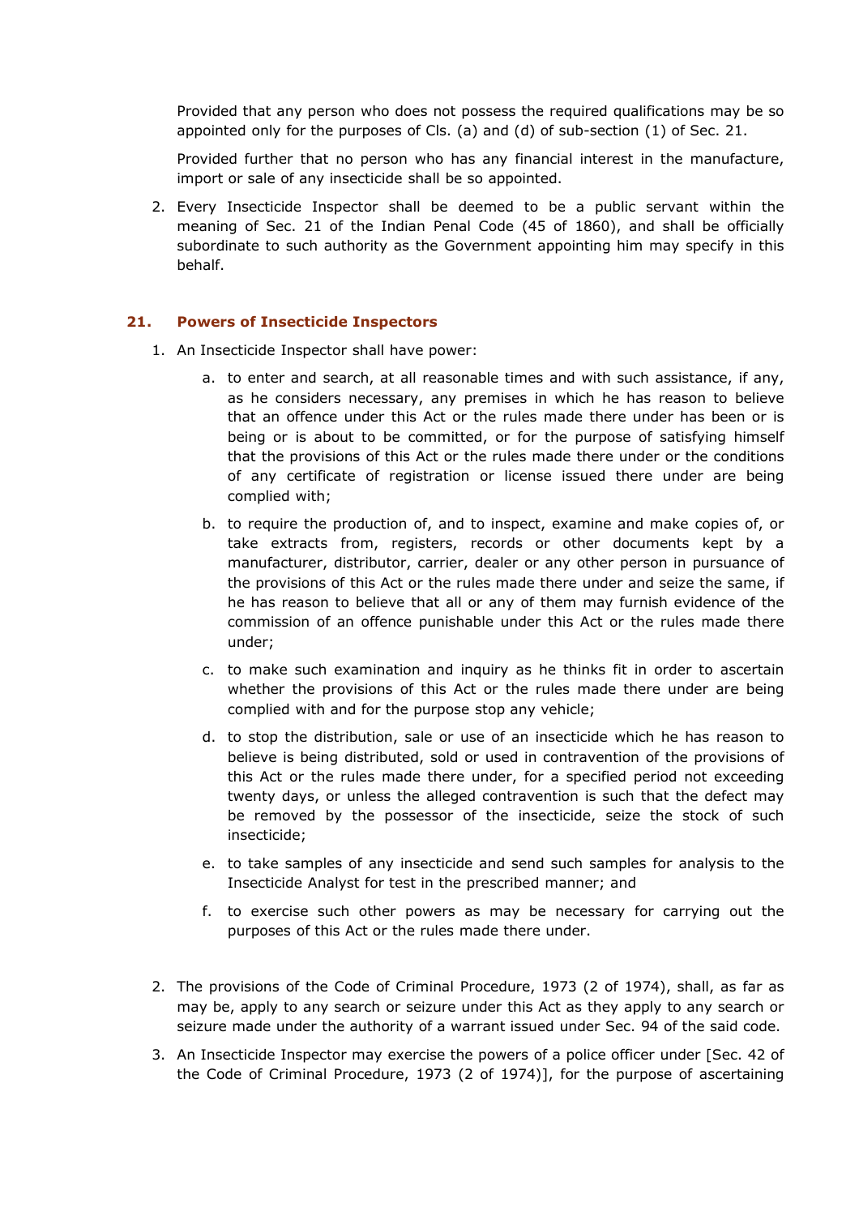Provided that any person who does not possess the required qualifications may be so appointed only for the purposes of Cls. (a) and (d) of sub-section (1) of Sec. 21.

Provided further that no person who has any financial interest in the manufacture, import or sale of any insecticide shall be so appointed.

2. Every Insecticide Inspector shall be deemed to be a public servant within the meaning of Sec. 21 of the Indian Penal Code (45 of 1860), and shall be officially subordinate to such authority as the Government appointing him may specify in this behalf.

## 21. Powers of Insecticide Inspectors

1. An Insecticide Inspector shall have power:

   a. to enter and search, at all reasonable times and with such assistance, if any, as he considers necessary, any premises in which he has reason to believe that an offence under this Act or the rules made there under has been or is being or is about to be committed, or for the purpose of satisfying himself that the provisions of this Act or the rules made there under or the conditions of any certificate of registration or license issued there under are being complied with;

   b. to require the production of, and to inspect, examine and make copies of, or take extracts from, registers, records or other documents kept by a manufacturer, distributor, carrier, dealer or any other person in pursuance of the provisions of this Act or the rules made there under and seize the same, if he has reason to believe that all or any of them may furnish evidence of the commission of an offence punishable under this Act or the rules made there under;

   c. to make such examination and inquiry as he thinks fit in order to ascertain whether the provisions of this Act or the rules made there under are being complied with and for the purpose stop any vehicle;

   d. to stop the distribution, sale or use of an insecticide which he has reason to believe is being distributed, sold or used in contravention of the provisions of this Act or the rules made there under, for a specified period not exceeding twenty days, or unless the alleged contravention is such that the defect may be removed by the possessor of the insecticide, seize the stock of such insecticide;

   e. to take samples of any insecticide and send such samples for analysis to the Insecticide Analyst for test in the prescribed manner; and

   f. to exercise such other powers as may be necessary for carrying out the purposes of this Act or the rules made there under.

2. The provisions of the Code of Criminal Procedure, 1973 (2 of 1974), shall, as far as may be, apply to any search or seizure under this Act as they apply to any search or seizure made under the authority of a warrant issued under Sec. 94 of the said code.

3. An Insecticide Inspector may exercise the powers of a police officer under [Sec. 42 of the Code of Criminal Procedure, 1973 (2 of 1974)], for the purpose of ascertaining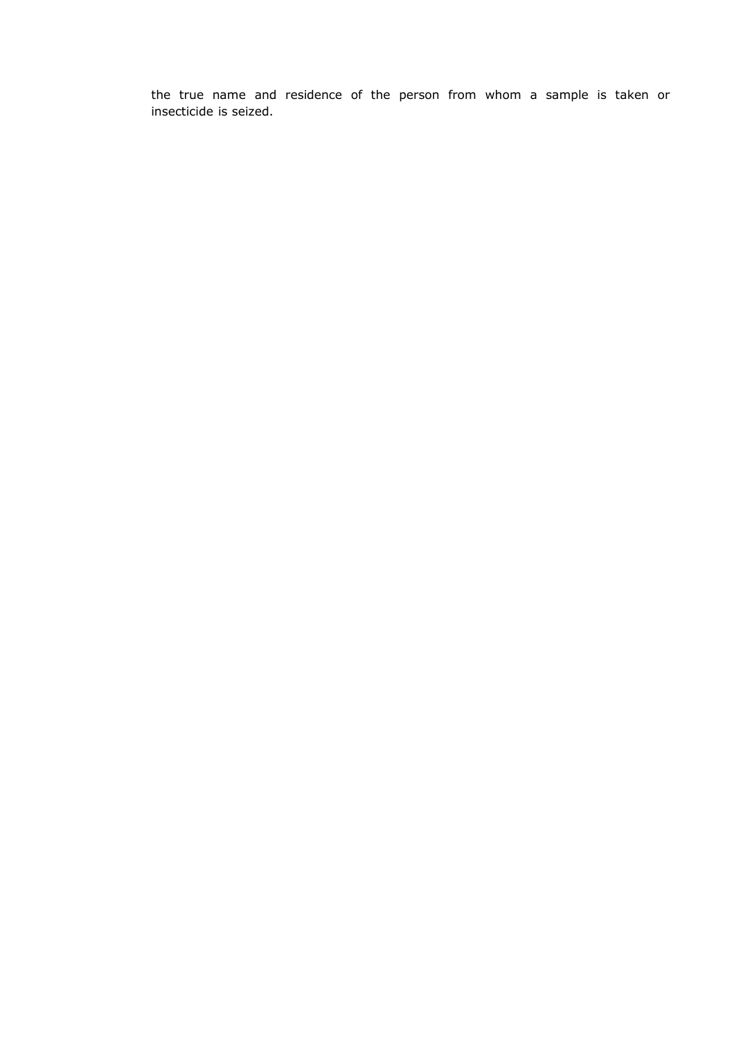the true name and residence of the person from whom a sample is taken or insecticide is seized.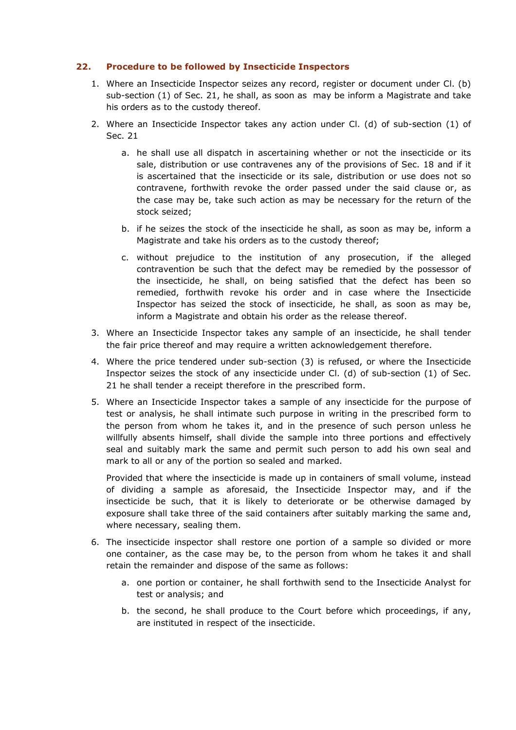## 22. Procedure to be followed by Insecticide Inspectors

1. Where an Insecticide Inspector seizes any record, register or document under Cl. (b) sub-section (1) of Sec. 21, he shall, as soon as may be inform a Magistrate and take his orders as to the custody thereof.
2. Where an Insecticide Inspector takes any action under Cl. (d) of sub-section (1) of Sec. 21
   a. he shall use all dispatch in ascertaining whether or not the insecticide or its sale, distribution or use contravenes any of the provisions of Sec. 18 and if it is ascertained that the insecticide or its sale, distribution or use does not so contravene, forthwith revoke the order passed under the said clause or, as the case may be, take such action as may be necessary for the return of the stock seized;
   b. if he seizes the stock of the insecticide he shall, as soon as may be, inform a Magistrate and take his orders as to the custody thereof;
   c. without prejudice to the institution of any prosecution, if the alleged contravention be such that the defect may be remedied by the possessor of the insecticide, he shall, on being satisfied that the defect has been so remedied, forthwith revoke his order and in case where the Insecticide Inspector has seized the stock of insecticide, he shall, as soon as may be, inform a Magistrate and obtain his order as the release thereof.
3. Where an Insecticide Inspector takes any sample of an insecticide, he shall tender the fair price thereof and may require a written acknowledgement therefore.
4. Where the price tendered under sub-section (3) is refused, or where the Insecticide Inspector seizes the stock of any insecticide under Cl. (d) of sub-section (1) of Sec. 21 he shall tender a receipt therefore in the prescribed form.
5. Where an Insecticide Inspector takes a sample of any insecticide for the purpose of test or analysis, he shall intimate such purpose in writing in the prescribed form to the person from whom he takes it, and in the presence of such person unless he willfully absents himself, shall divide the sample into three portions and effectively seal and suitably mark the same and permit such person to add his own seal and mark to all or any of the portion so sealed and marked.

   Provided that where the insecticide is made up in containers of small volume, instead of dividing a sample as aforesaid, the Insecticide Inspector may, and if the insecticide be such, that it is likely to deteriorate or be otherwise damaged by exposure shall take three of the said containers after suitably marking the same and, where necessary, sealing them.
6. The insecticide inspector shall restore one portion of a sample so divided or more one container, as the case may be, to the person from whom he takes it and shall retain the remainder and dispose of the same as follows:
   a. one portion or container, he shall forthwith send to the Insecticide Analyst for test or analysis; and
   b. the second, he shall produce to the Court before which proceedings, if any, are instituted in respect of the insecticide.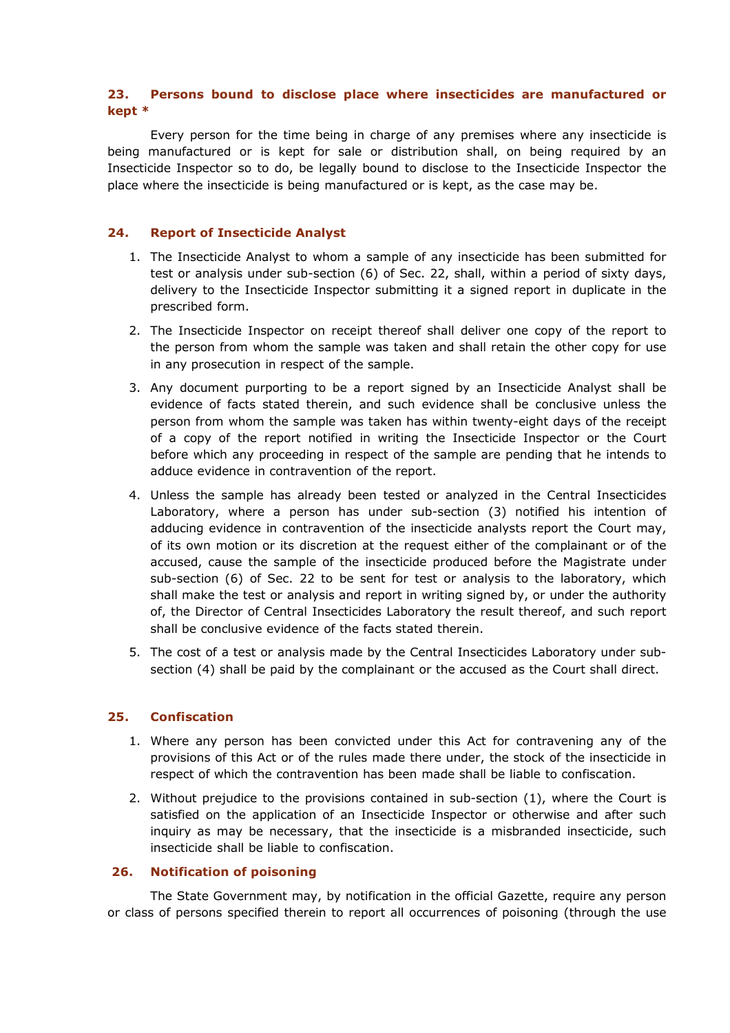## 23. Persons bound to disclose place where insecticides are manufactured or kept *

Every person for the time being in charge of any premises where any insecticide is being manufactured or is kept for sale or distribution shall, on being required by an Insecticide Inspector so to do, be legally bound to disclose to the Insecticide Inspector the place where the insecticide is being manufactured or is kept, as the case may be.

## 24. Report of Insecticide Analyst

1. The Insecticide Analyst to whom a sample of any insecticide has been submitted for test or analysis under sub-section (6) of Sec. 22, shall, within a period of sixty days, delivery to the Insecticide Inspector submitting it a signed report in duplicate in the prescribed form.
2. The Insecticide Inspector on receipt thereof shall deliver one copy of the report to the person from whom the sample was taken and shall retain the other copy for use in any prosecution in respect of the sample.
3. Any document purporting to be a report signed by an Insecticide Analyst shall be evidence of facts stated therein, and such evidence shall be conclusive unless the person from whom the sample was taken has within twenty-eight days of the receipt of a copy of the report notified in writing the Insecticide Inspector or the Court before which any proceeding in respect of the sample are pending that he intends to adduce evidence in contravention of the report.
4. Unless the sample has already been tested or analyzed in the Central Insecticides Laboratory, where a person has under sub-section (3) notified his intention of adducing evidence in contravention of the insecticide analysts report the Court may, of its own motion or its discretion at the request either of the complainant or of the accused, cause the sample of the insecticide produced before the Magistrate under sub-section (6) of Sec. 22 to be sent for test or analysis to the laboratory, which shall make the test or analysis and report in writing signed by, or under the authority of, the Director of Central Insecticides Laboratory the result thereof, and such report shall be conclusive evidence of the facts stated therein.
5. The cost of a test or analysis made by the Central Insecticides Laboratory under sub-section (4) shall be paid by the complainant or the accused as the Court shall direct.

## 25. Confiscation

1. Where any person has been convicted under this Act for contravening any of the provisions of this Act or of the rules made there under, the stock of the insecticide in respect of which the contravention has been made shall be liable to confiscation.
2. Without prejudice to the provisions contained in sub-section (1), where the Court is satisfied on the application of an Insecticide Inspector or otherwise and after such inquiry as may be necessary, that the insecticide is a misbranded insecticide, such insecticide shall be liable to confiscation.

## 26. Notification of poisoning

The State Government may, by notification in the official Gazette, require any person or class of persons specified therein to report all occurrences of poisoning (through the use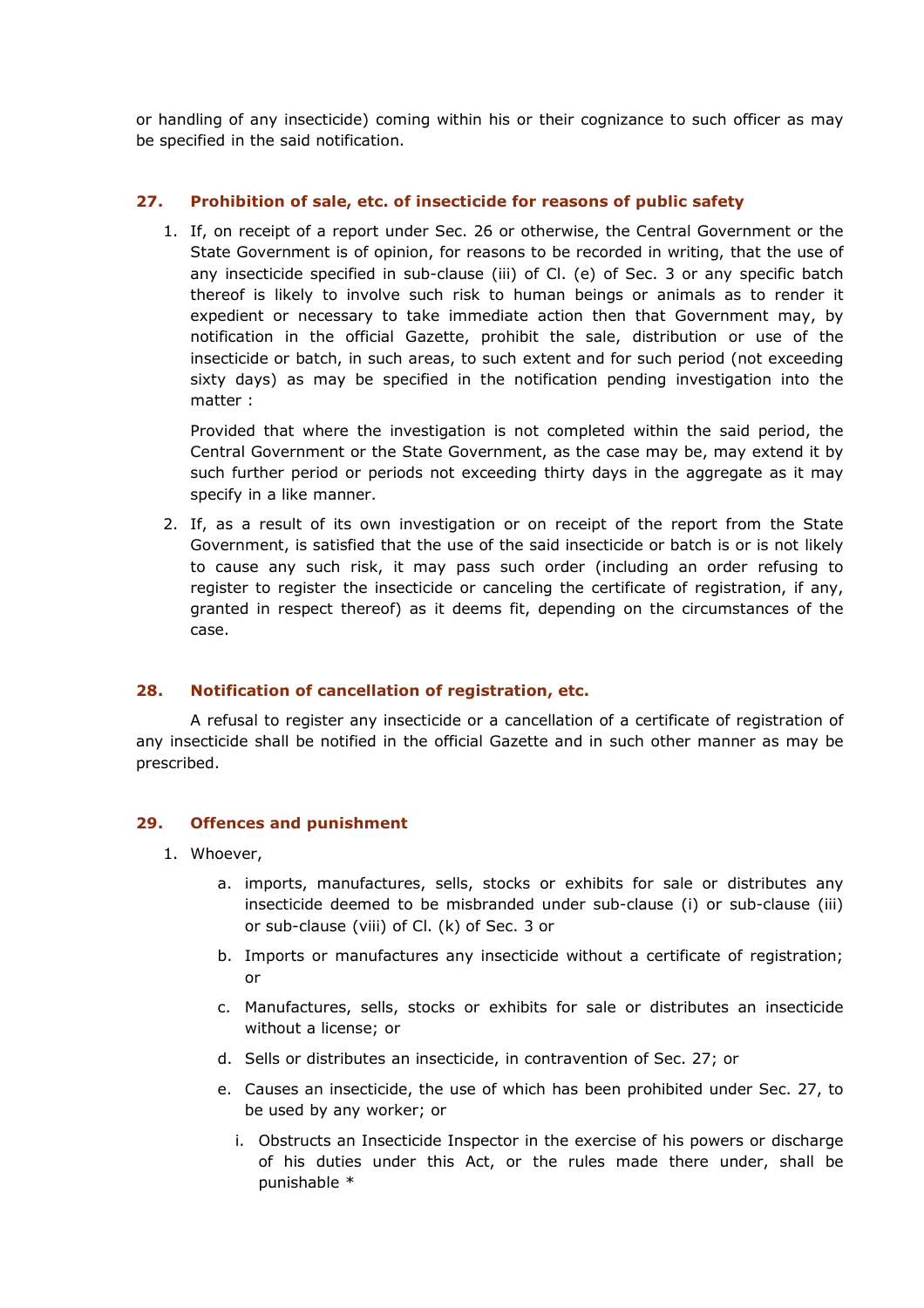or handling of any insecticide) coming within his or their cognizance to such officer as may be specified in the said notification.

## 27. Prohibition of sale, etc. of insecticide for reasons of public safety

1. If, on receipt of a report under Sec. 26 or otherwise, the Central Government or the State Government is of opinion, for reasons to be recorded in writing, that the use of any insecticide specified in sub-clause (iii) of Cl. (e) of Sec. 3 or any specific batch thereof is likely to involve such risk to human beings or animals as to render it expedient or necessary to take immediate action then that Government may, by notification in the official Gazette, prohibit the sale, distribution or use of the insecticide or batch, in such areas, to such extent and for such period (not exceeding sixty days) as may be specified in the notification pending investigation into the matter :

   Provided that where the investigation is not completed within the said period, the Central Government or the State Government, as the case may be, may extend it by such further period or periods not exceeding thirty days in the aggregate as it may specify in a like manner.

2. If, as a result of its own investigation or on receipt of the report from the State Government, is satisfied that the use of the said insecticide or batch is or is not likely to cause any such risk, it may pass such order (including an order refusing to register to register the insecticide or canceling the certificate of registration, if any, granted in respect thereof) as it deems fit, depending on the circumstances of the case.

## 28. Notification of cancellation of registration, etc.

A refusal to register any insecticide or a cancellation of a certificate of registration of any insecticide shall be notified in the official Gazette and in such other manner as may be prescribed.

## 29. Offences and punishment

1. Whoever,

   a. imports, manufactures, sells, stocks or exhibits for sale or distributes any insecticide deemed to be misbranded under sub-clause (i) or sub-clause (iii) or sub-clause (viii) of Cl. (k) of Sec. 3 or

   b. Imports or manufactures any insecticide without a certificate of registration; or

   c. Manufactures, sells, stocks or exhibits for sale or distributes an insecticide without a license; or

   d. Sells or distributes an insecticide, in contravention of Sec. 27; or

   e. Causes an insecticide, the use of which has been prohibited under Sec. 27, to be used by any worker; or

      i. Obstructs an Insecticide Inspector in the exercise of his powers or discharge of his duties under this Act, or the rules made there under, shall be punishable *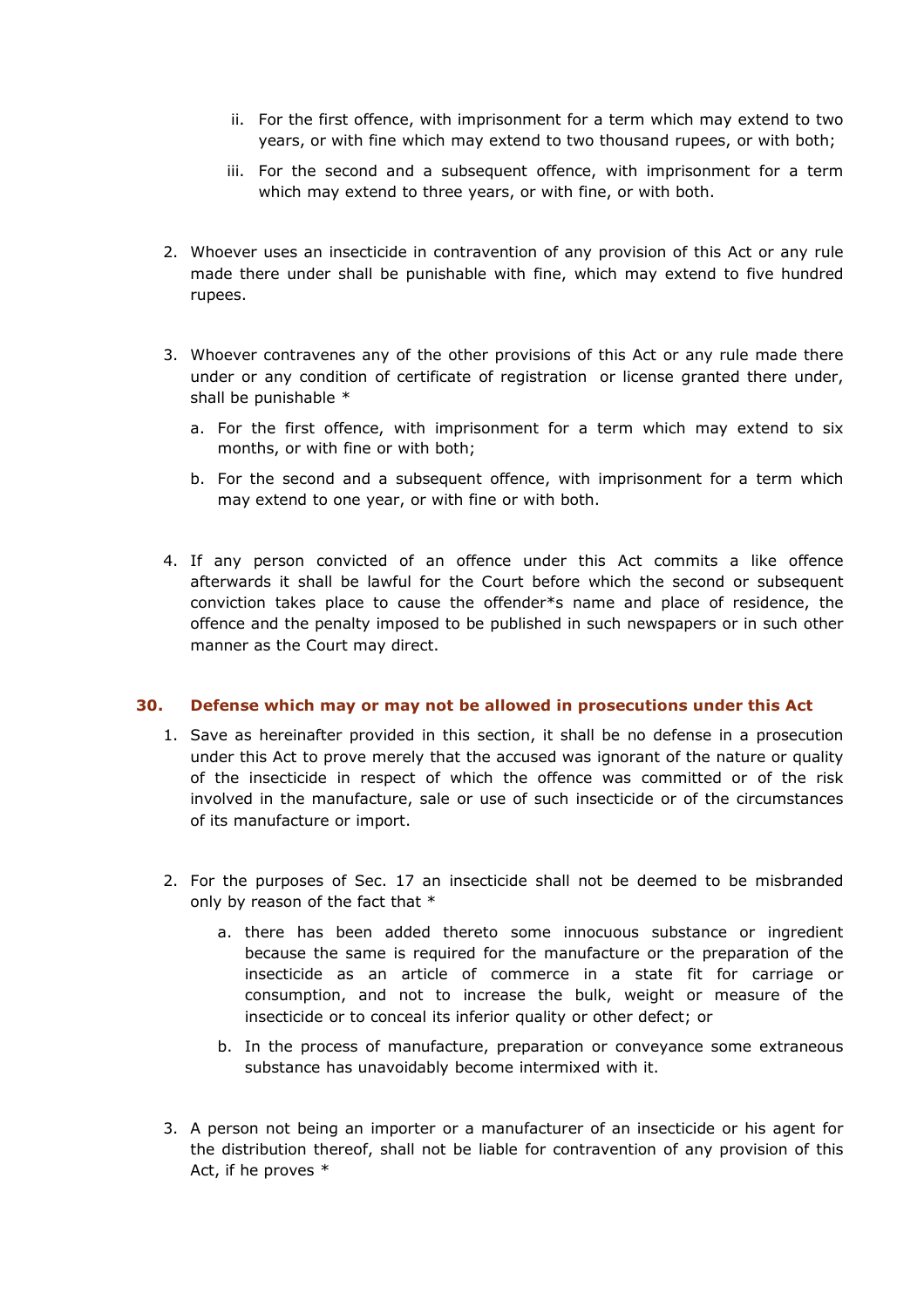ii. For the first offence, with imprisonment for a term which may extend to two years, or with fine which may extend to two thousand rupees, or with both;

   iii. For the second and a subsequent offence, with imprisonment for a term which may extend to three years, or with fine, or with both.

2. Whoever uses an insecticide in contravention of any provision of this Act or any rule made there under shall be punishable with fine, which may extend to five hundred rupees.

3. Whoever contravenes any of the other provisions of this Act or any rule made there under or any condition of certificate of registration or license granted there under, shall be punishable *

   a. For the first offence, with imprisonment for a term which may extend to six months, or with fine or with both;

   b. For the second and a subsequent offence, with imprisonment for a term which may extend to one year, or with fine or with both.

4. If any person convicted of an offence under this Act commits a like offence afterwards it shall be lawful for the Court before which the second or subsequent conviction takes place to cause the offender*s name and place of residence, the offence and the penalty imposed to be published in such newspapers or in such other manner as the Court may direct.

## 30. Defense which may or may not be allowed in prosecutions under this Act

1. Save as hereinafter provided in this section, it shall be no defense in a prosecution under this Act to prove merely that the accused was ignorant of the nature or quality of the insecticide in respect of which the offence was committed or of the risk involved in the manufacture, sale or use of such insecticide or of the circumstances of its manufacture or import.

2. For the purposes of Sec. 17 an insecticide shall not be deemed to be misbranded only by reason of the fact that *

   a. there has been added thereto some innocuous substance or ingredient because the same is required for the manufacture or the preparation of the insecticide as an article of commerce in a state fit for carriage or consumption, and not to increase the bulk, weight or measure of the insecticide or to conceal its inferior quality or other defect; or

   b. In the process of manufacture, preparation or conveyance some extraneous substance has unavoidably become intermixed with it.

3. A person not being an importer or a manufacturer of an insecticide or his agent for the distribution thereof, shall not be liable for contravention of any provision of this Act, if he proves *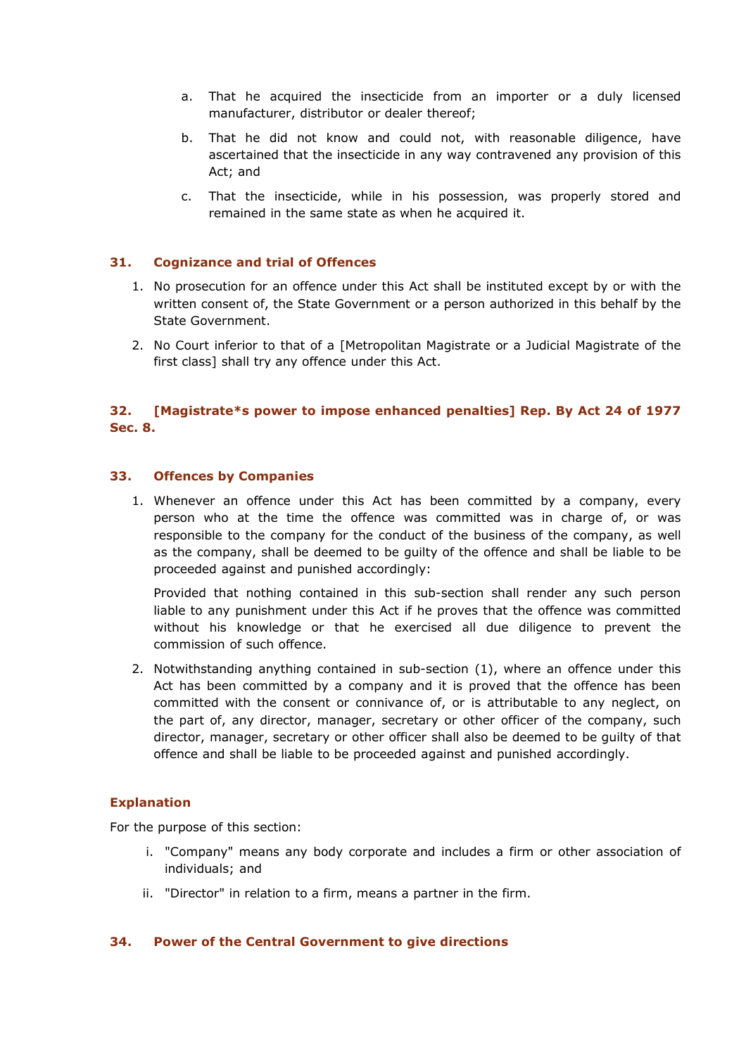a. That he acquired the insecticide from an importer or a duly licensed manufacturer, distributor or dealer thereof;

b. That he did not know and could not, with reasonable diligence, have ascertained that the insecticide in any way contravened any provision of this Act; and

c. That the insecticide, while in his possession, was properly stored and remained in the same state as when he acquired it.

### 31. Cognizance and trial of Offences

1. No prosecution for an offence under this Act shall be instituted except by or with the written consent of, the State Government or a person authorized in this behalf by the State Government.
2. No Court inferior to that of a [Metropolitan Magistrate or a Judicial Magistrate of the first class] shall try any offence under this Act.

### 32. [Magistrate*s power to impose enhanced penalties] Rep. By Act 24 of 1977 Sec. 8.

### 33. Offences by Companies

1. Whenever an offence under this Act has been committed by a company, every person who at the time the offence was committed was in charge of, or was responsible to the company for the conduct of the business of the company, as well as the company, shall be deemed to be guilty of the offence and shall be liable to be proceeded against and punished accordingly:

   Provided that nothing contained in this sub-section shall render any such person liable to any punishment under this Act if he proves that the offence was committed without his knowledge or that he exercised all due diligence to prevent the commission of such offence.

2. Notwithstanding anything contained in sub-section (1), where an offence under this Act has been committed by a company and it is proved that the offence has been committed with the consent or connivance of, or is attributable to any neglect, on the part of, any director, manager, secretary or other officer of the company, such director, manager, secretary or other officer shall also be deemed to be guilty of that offence and shall be liable to be proceeded against and punished accordingly.

#### Explanation

For the purpose of this section:

i. "Company" means any body corporate and includes a firm or other association of individuals; and

ii. "Director" in relation to a firm, means a partner in the firm.

### 34. Power of the Central Government to give directions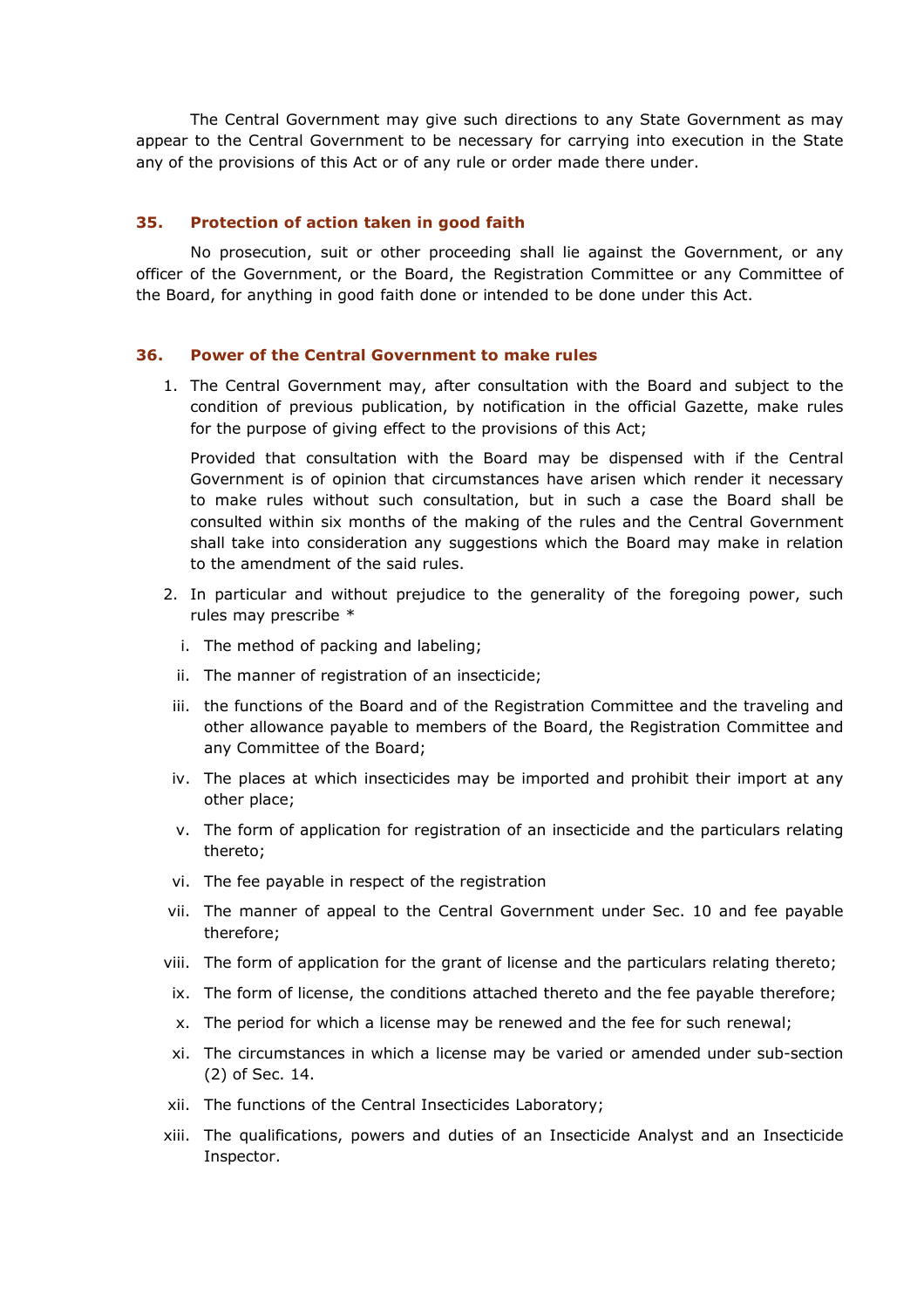The Central Government may give such directions to any State Government as may appear to the Central Government to be necessary for carrying into execution in the State any of the provisions of this Act or of any rule or order made there under.

### 35. Protection of action taken in good faith

No prosecution, suit or other proceeding shall lie against the Government, or any officer of the Government, or the Board, the Registration Committee or any Committee of the Board, for anything in good faith done or intended to be done under this Act.

### 36. Power of the Central Government to make rules

1. The Central Government may, after consultation with the Board and subject to the condition of previous publication, by notification in the official Gazette, make rules for the purpose of giving effect to the provisions of this Act;

   Provided that consultation with the Board may be dispensed with if the Central Government is of opinion that circumstances have arisen which render it necessary to make rules without such consultation, but in such a case the Board shall be consulted within six months of the making of the rules and the Central Government shall take into consideration any suggestions which the Board may make in relation to the amendment of the said rules.

2. In particular and without prejudice to the generality of the foregoing power, such rules may prescribe *

   i. The method of packing and labeling;
   ii. The manner of registration of an insecticide;
   iii. the functions of the Board and of the Registration Committee and the traveling and other allowance payable to members of the Board, the Registration Committee and any Committee of the Board;
   iv. The places at which insecticides may be imported and prohibit their import at any other place;
   v. The form of application for registration of an insecticide and the particulars relating thereto;
   vi. The fee payable in respect of the registration
   vii. The manner of appeal to the Central Government under Sec. 10 and fee payable therefore;
   viii. The form of application for the grant of license and the particulars relating thereto;
   ix. The form of license, the conditions attached thereto and the fee payable therefore;
   x. The period for which a license may be renewed and the fee for such renewal;
   xi. The circumstances in which a license may be varied or amended under sub-section (2) of Sec. 14.
   xii. The functions of the Central Insecticides Laboratory;
   xiii. The qualifications, powers and duties of an Insecticide Analyst and an Insecticide Inspector.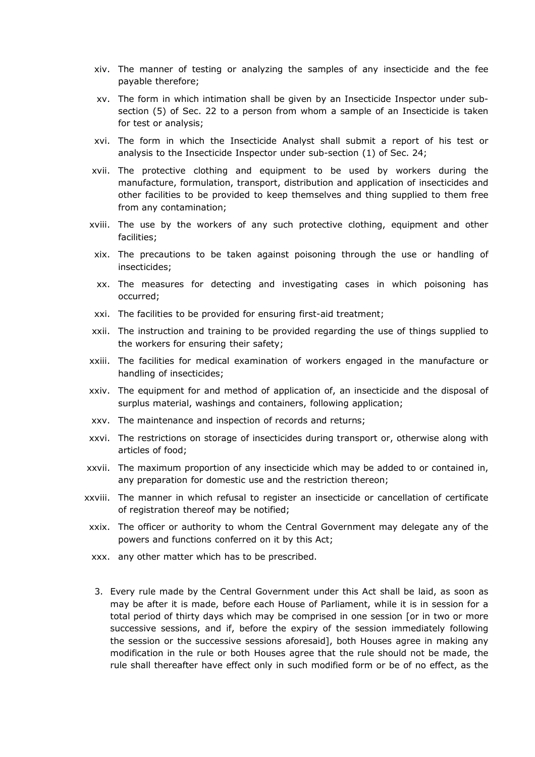xiv. The manner of testing or analyzing the samples of any insecticide and the fee payable therefore;

xv. The form in which intimation shall be given by an Insecticide Inspector under sub-section (5) of Sec. 22 to a person from whom a sample of an Insecticide is taken for test or analysis;

xvi. The form in which the Insecticide Analyst shall submit a report of his test or analysis to the Insecticide Inspector under sub-section (1) of Sec. 24;

xvii. The protective clothing and equipment to be used by workers during the manufacture, formulation, transport, distribution and application of insecticides and other facilities to be provided to keep themselves and thing supplied to them free from any contamination;

xviii. The use by the workers of any such protective clothing, equipment and other facilities;

xix. The precautions to be taken against poisoning through the use or handling of insecticides;

xx. The measures for detecting and investigating cases in which poisoning has occurred;

xxi. The facilities to be provided for ensuring first-aid treatment;

xxii. The instruction and training to be provided regarding the use of things supplied to the workers for ensuring their safety;

xxiii. The facilities for medical examination of workers engaged in the manufacture or handling of insecticides;

xxiv. The equipment for and method of application of, an insecticide and the disposal of surplus material, washings and containers, following application;

xxv. The maintenance and inspection of records and returns;

xxvi. The restrictions on storage of insecticides during transport or, otherwise along with articles of food;

xxvii. The maximum proportion of any insecticide which may be added to or contained in, any preparation for domestic use and the restriction thereon;

xxviii. The manner in which refusal to register an insecticide or cancellation of certificate of registration thereof may be notified;

xxix. The officer or authority to whom the Central Government may delegate any of the powers and functions conferred on it by this Act;

xxx. any other matter which has to be prescribed.

3. Every rule made by the Central Government under this Act shall be laid, as soon as may be after it is made, before each House of Parliament, while it is in session for a total period of thirty days which may be comprised in one session [or in two or more successive sessions, and if, before the expiry of the session immediately following the session or the successive sessions aforesaid], both Houses agree in making any modification in the rule or both Houses agree that the rule should not be made, the rule shall thereafter have effect only in such modified form or be of no effect, as the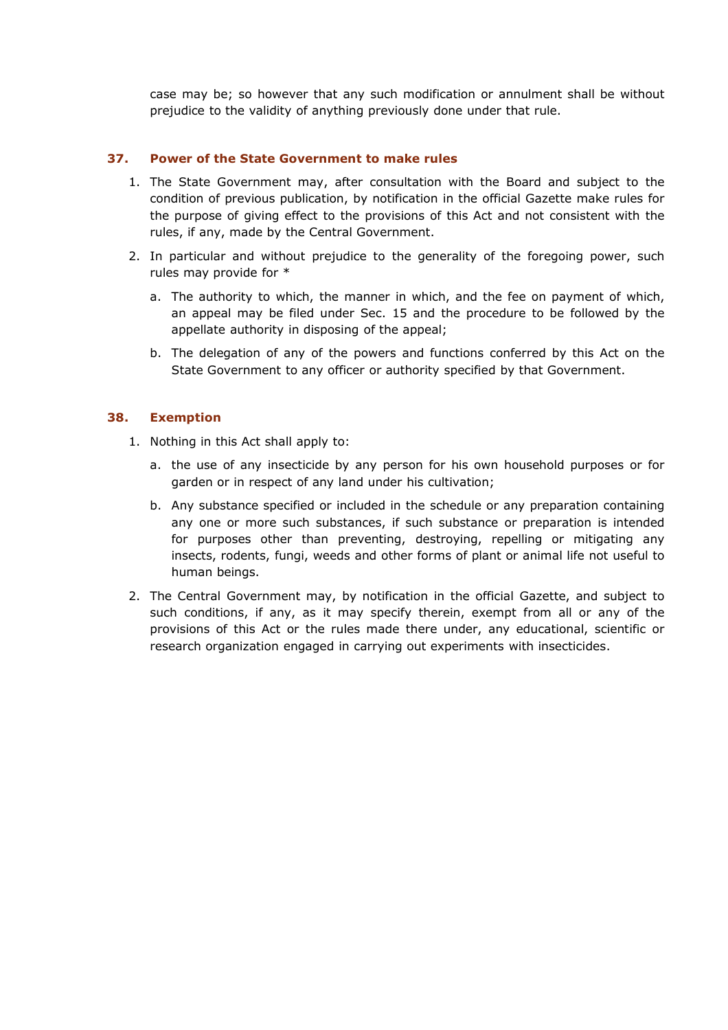case may be; so however that any such modification or annulment shall be without prejudice to the validity of anything previously done under that rule.

## 37. Power of the State Government to make rules

1. The State Government may, after consultation with the Board and subject to the condition of previous publication, by notification in the official Gazette make rules for the purpose of giving effect to the provisions of this Act and not consistent with the rules, if any, made by the Central Government.
2. In particular and without prejudice to the generality of the foregoing power, such rules may provide for *
   a. The authority to which, the manner in which, and the fee on payment of which, an appeal may be filed under Sec. 15 and the procedure to be followed by the appellate authority in disposing of the appeal;
   b. The delegation of any of the powers and functions conferred by this Act on the State Government to any officer or authority specified by that Government.

## 38. Exemption

1. Nothing in this Act shall apply to:
   a. the use of any insecticide by any person for his own household purposes or for garden or in respect of any land under his cultivation;
   b. Any substance specified or included in the schedule or any preparation containing any one or more such substances, if such substance or preparation is intended for purposes other than preventing, destroying, repelling or mitigating any insects, rodents, fungi, weeds and other forms of plant or animal life not useful to human beings.
2. The Central Government may, by notification in the official Gazette, and subject to such conditions, if any, as it may specify therein, exempt from all or any of the provisions of this Act or the rules made there under, any educational, scientific or research organization engaged in carrying out experiments with insecticides.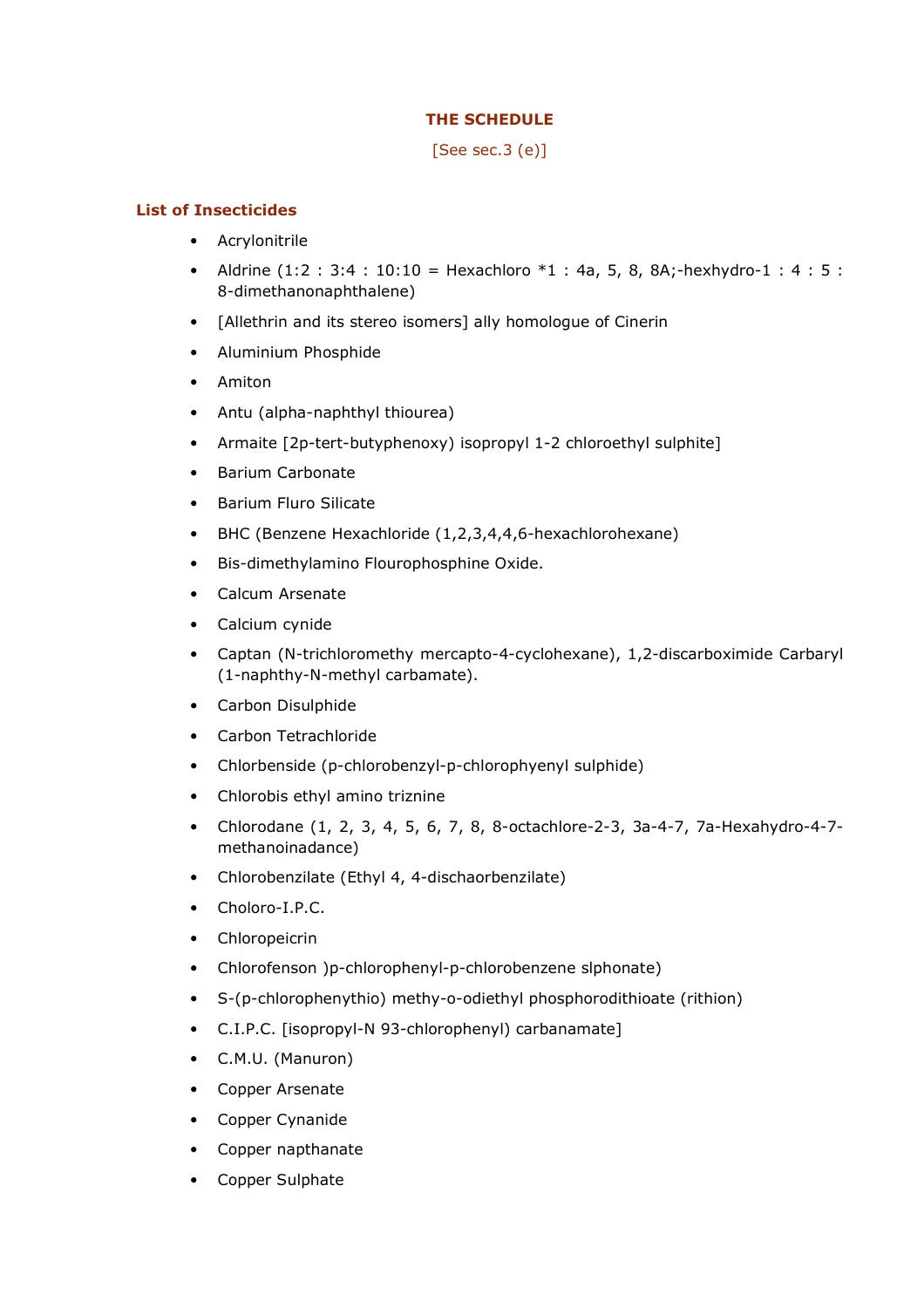## THE SCHEDULE

[See sec.3 (e)]

### List of Insecticides

- Acrylonitrile
- Aldrine (1:2 : 3:4 : 10:10 = Hexachloro *1 : 4a, 5, 8, 8A;-hexhydro-1 : 4 : 5 : 8-dimethanonaphthalene)
- [Allethrin and its stereo isomers] ally homologue of Cinerin
- Aluminium Phosphide
- Amiton
- Antu (alpha-naphthyl thiourea)
- Armaite [2p-tert-butyphenoxy) isopropyl 1-2 chloroethyl sulphite]
- Barium Carbonate
- Barium Fluro Silicate
- BHC (Benzene Hexachloride (1,2,3,4,4,6-hexachlorohexane)
- Bis-dimethylamino Flourophosphine Oxide.
- Calcum Arsenate
- Calcium cynide
- Captan (N-trichloromethy mercapto-4-cyclohexane), 1,2-discarboximide Carbaryl (1-naphthy-N-methyl carbamate).
- Carbon Disulphide
- Carbon Tetrachloride
- Chlorbenside (p-chlorobenzyl-p-chlorophyenyl sulphide)
- Chlorobis ethyl amino triznine
- Chlorodane (1, 2, 3, 4, 5, 6, 7, 8, 8-octachlore-2-3, 3a-4-7, 7a-Hexahydro-4-7-methanoinadance)
- Chlorobenzilate (Ethyl 4, 4-dischaorbenzilate)
- Choloro-I.P.C.
- Chloropeicrin
- Chlorofenson )p-chlorophenyl-p-chlorobenzene slphonate)
- S-(p-chlorophenythio) methy-o-odiethyl phosphorodithioate (rithion)
- C.I.P.C. [isopropyl-N 93-chlorophenyl) carbanamate]
- C.M.U. (Manuron)
- Copper Arsenate
- Copper Cynanide
- Copper napthanate
- Copper Sulphate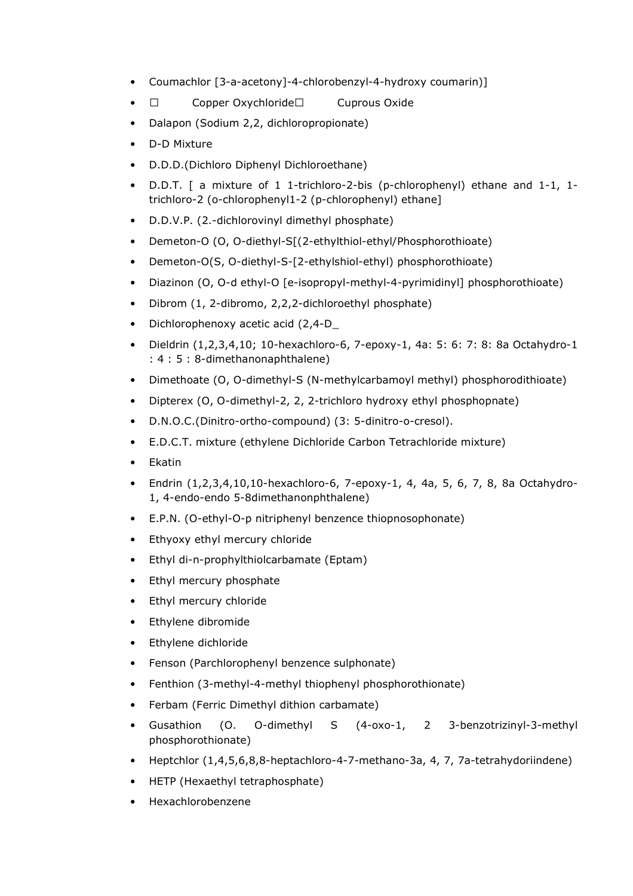- Coumachlor [3-a-acetony]-4-chlorobenzyl-4-hydroxy coumarin)]
- □ Copper Oxychloride□ Cuprous Oxide
- Dalapon (Sodium 2,2, dichloropropionate)
- D-D Mixture
- D.D.D.(Dichloro Diphenyl Dichloroethane)
- D.D.T. [ a mixture of 1 1-trichloro-2-bis (p-chlorophenyl) ethane and 1-1, 1-trichloro-2 (o-chlorophenyl1-2 (p-chlorophenyl) ethane]
- D.D.V.P. (2.-dichlorovinyl dimethyl phosphate)
- Demeton-O (O, O-diethyl-S[(2-ethylthiol-ethyl/Phosphorothioate)
- Demeton-O(S, O-diethyl-S-[2-ethylshiol-ethyl) phosphorothioate)
- Diazinon (O, O-d ethyl-O [e-isopropyl-methyl-4-pyrimidinyl] phosphorothioate)
- Dibrom (1, 2-dibromo, 2,2,2-dichloroethyl phosphate)
- Dichlorophenoxy acetic acid (2,4-D_
- Dieldrin (1,2,3,4,10; 10-hexachloro-6, 7-epoxy-1, 4a: 5: 6: 7: 8: 8a Octahydro-1 : 4 : 5 : 8-dimethanonaphthalene)
- Dimethoate (O, O-dimethyl-S (N-methylcarbamoyl methyl) phosphorodithioate)
- Dipterex (O, O-dimethyl-2, 2, 2-trichloro hydroxy ethyl phosphopnate)
- D.N.O.C.(Dinitro-ortho-compound) (3: 5-dinitro-o-cresol).
- E.D.C.T. mixture (ethylene Dichloride Carbon Tetrachloride mixture)
- Ekatin
- Endrin (1,2,3,4,10,10-hexachloro-6, 7-epoxy-1, 4, 4a, 5, 6, 7, 8, 8a Octahydro-1, 4-endo-endo 5-8dimethanonphthalene)
- E.P.N. (O-ethyl-O-p nitriphenyl benzence thiopnosophonate)
- Ethyoxy ethyl mercury chloride
- Ethyl di-n-prophylthiolcarbamate (Eptam)
- Ethyl mercury phosphate
- Ethyl mercury chloride
- Ethylene dibromide
- Ethylene dichloride
- Fenson (Parchlorophenyl benzence sulphonate)
- Fenthion (3-methyl-4-methyl thiophenyl phosphorothionate)
- Ferbam (Ferric Dimethyl dithion carbamate)
- Gusathion (O. O-dimethyl S (4-oxo-1, 2 3-benzotrizinyl-3-methyl phosphorothionate)
- Heptchlor (1,4,5,6,8,8-heptachloro-4-7-methano-3a, 4, 7, 7a-tetrahydoriindene)
- HETP (Hexaethyl tetraphosphate)
- Hexachlorobenzene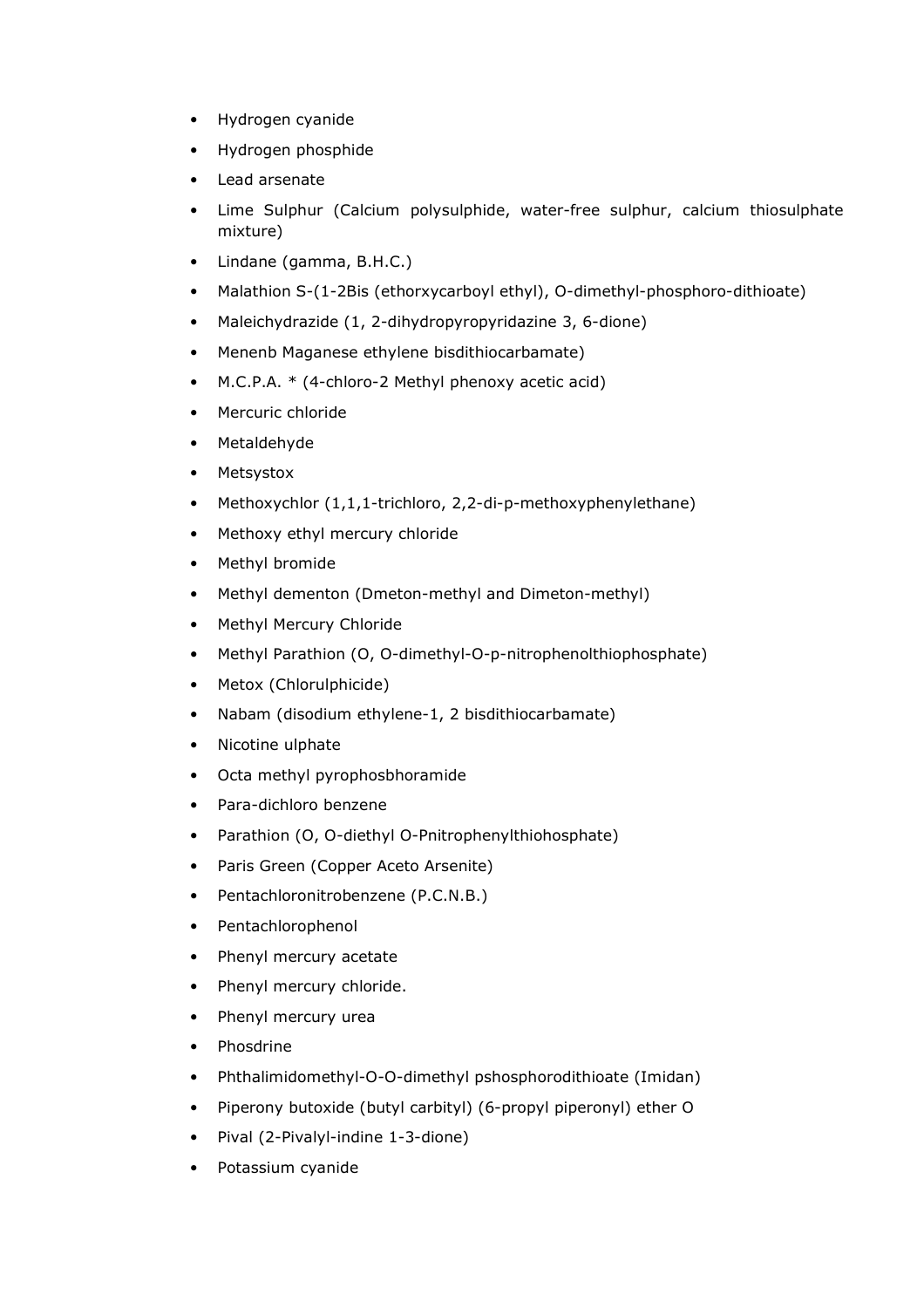- Hydrogen cyanide
- Hydrogen phosphide
- Lead arsenate
- Lime Sulphur (Calcium polysulphide, water-free sulphur, calcium thiosulphate mixture)
- Lindane (gamma, B.H.C.)
- Malathion S-(1-2Bis (ethorxycarboyl ethyl), O-dimethyl-phosphoro-dithioate)
- Maleichydrazide (1, 2-dihydropyropyridazine 3, 6-dione)
- Menenb Maganese ethylene bisdithiocarbamate)
- M.C.P.A. * (4-chloro-2 Methyl phenoxy acetic acid)
- Mercuric chloride
- Metaldehyde
- Metsystox
- Methoxychlor (1,1,1-trichloro, 2,2-di-p-methoxyphenylethane)
- Methoxy ethyl mercury chloride
- Methyl bromide
- Methyl dementon (Dmeton-methyl and Dimeton-methyl)
- Methyl Mercury Chloride
- Methyl Parathion (O, O-dimethyl-O-p-nitrophenolthiophosphate)
- Metox (Chlorulphicide)
- Nabam (disodium ethylene-1, 2 bisdithiocarbamate)
- Nicotine ulphate
- Octa methyl pyrophosbhoramide
- Para-dichloro benzene
- Parathion (O, O-diethyl O-Pnitrophenylthiohosphate)
- Paris Green (Copper Aceto Arsenite)
- Pentachloronitrobenzene (P.C.N.B.)
- Pentachlorophenol
- Phenyl mercury acetate
- Phenyl mercury chloride.
- Phenyl mercury urea
- Phosdrine
- Phthalimidomethyl-O-O-dimethyl pshosphorodithioate (Imidan)
- Piperony butoxide (butyl carbityl) (6-propyl piperonyl) ether O
- Pival (2-Pivalyl-indine 1-3-dione)
- Potassium cyanide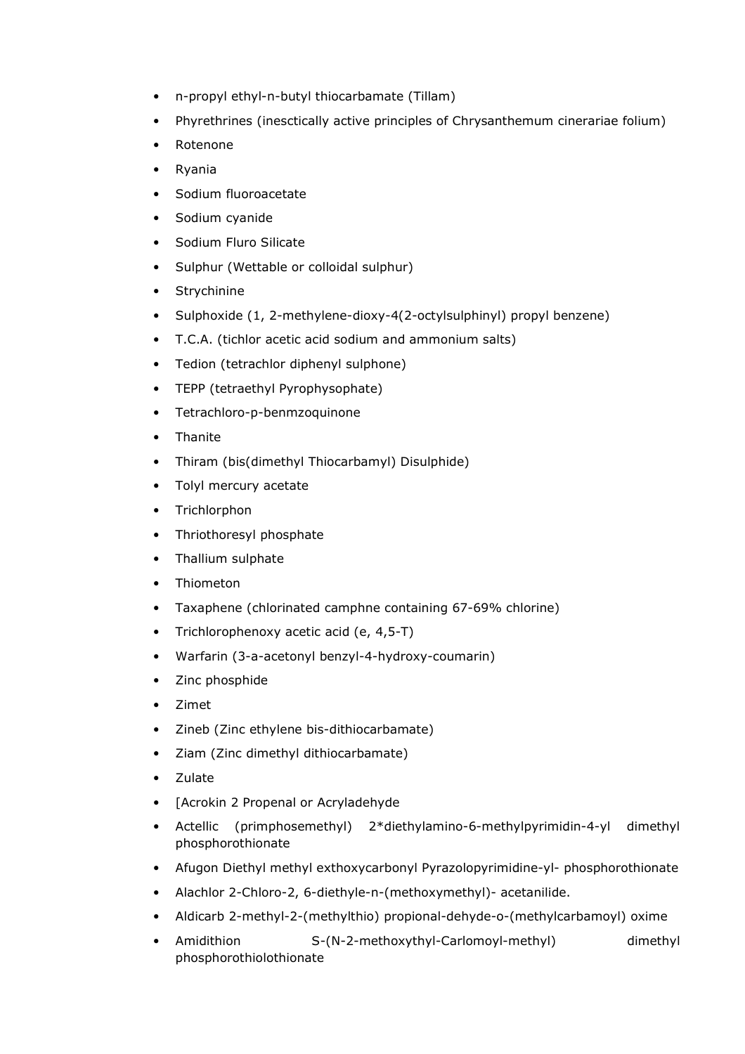- n-propyl ethyl-n-butyl thiocarbamate (Tillam)
- Phyrethrines (inesctically active principles of Chrysanthemum cinerariae folium)
- Rotenone
- Ryania
- Sodium fluoroacetate
- Sodium cyanide
- Sodium Fluro Silicate
- Sulphur (Wettable or colloidal sulphur)
- Strychinine
- Sulphoxide (1, 2-methylene-dioxy-4(2-octylsulphinyl) propyl benzene)
- T.C.A. (tichlor acetic acid sodium and ammonium salts)
- Tedion (tetrachlor diphenyl sulphone)
- TEPP (tetraethyl Pyrophysophate)
- Tetrachloro-p-benmzoquinone
- Thanite
- Thiram (bis(dimethyl Thiocarbamyl) Disulphide)
- Tolyl mercury acetate
- Trichlorphon
- Thriothoresyl phosphate
- Thallium sulphate
- Thiometon
- Taxaphene (chlorinated camphne containing 67-69% chlorine)
- Trichlorophenoxy acetic acid (e, 4,5-T)
- Warfarin (3-a-acetonyl benzyl-4-hydroxy-coumarin)
- Zinc phosphide
- Zimet
- Zineb (Zinc ethylene bis-dithiocarbamate)
- Ziam (Zinc dimethyl dithiocarbamate)
- Zulate
- [Acrokin 2 Propenal or Acryladehyde
- Actellic (primphosemethyl) 2*diethylamino-6-methylpyrimidin-4-yl dimethyl phosphorothionate
- Afugon Diethyl methyl exthoxycarbonyl Pyrazolopyrimidine-yl- phosphorothionate
- Alachlor 2-Chloro-2, 6-diethyle-n-(methoxymethyl)- acetanilide.
- Aldicarb 2-methyl-2-(methylthio) propional-dehyde-o-(methylcarbamoyl) oxime
- Amidithion S-(N-2-methoxythyl-Carlomoyl-methyl) dimethyl phosphorothiolothionate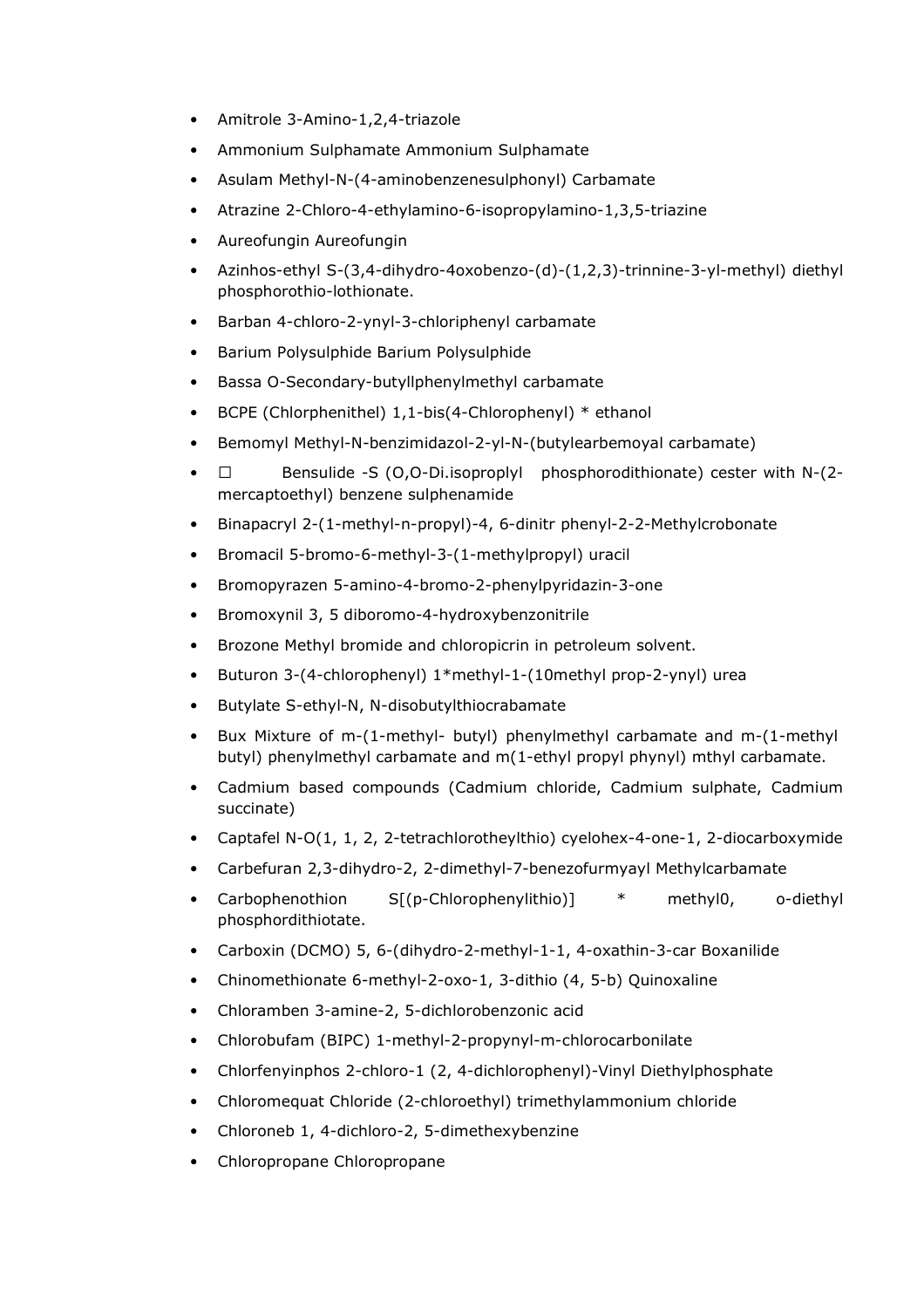- Amitrole 3-Amino-1,2,4-triazole
- Ammonium Sulphamate Ammonium Sulphamate
- Asulam Methyl-N-(4-aminobenzenesulphonyl) Carbamate
- Atrazine 2-Chloro-4-ethylamino-6-isopropylamino-1,3,5-triazine
- Aureofungin Aureofungin
- Azinhos-ethyl S-(3,4-dihydro-4oxobenzo-(d)-(1,2,3)-trinnine-3-yl-methyl) diethyl phosphorothio-lothionate.
- Barban 4-chloro-2-ynyl-3-chloriphenyl carbamate
- Barium Polysulphide Barium Polysulphide
- Bassa O-Secondary-butyllphenylmethyl carbamate
- BCPE (Chlorphenithel) 1,1-bis(4-Chlorophenyl) * ethanol
- Bemomyl Methyl-N-benzimidazol-2-yl-N-(butylearbemoyal carbamate)
- □ Bensulide -S (O,O-Di.isoproplyl phosphorodithionate) cester with N-(2-mercaptoethyl) benzene sulphenamide
- Binapacryl 2-(1-methyl-n-propyl)-4, 6-dinitr phenyl-2-2-Methylcrobonate
- Bromacil 5-bromo-6-methyl-3-(1-methylpropyl) uracil
- Bromopyrazen 5-amino-4-bromo-2-phenylpyridazin-3-one
- Bromoxynil 3, 5 diboromo-4-hydroxybenzonitrile
- Brozone Methyl bromide and chloropicrin in petroleum solvent.
- Buturon 3-(4-chlorophenyl) 1*methyl-1-(10methyl prop-2-ynyl) urea
- Butylate S-ethyl-N, N-disobutylthiocrabamate
- Bux Mixture of m-(1-methyl- butyl) phenylmethyl carbamate and m-(1-methyl butyl) phenylmethyl carbamate and m(1-ethyl propyl phynyl) mthyl carbamate.
- Cadmium based compounds (Cadmium chloride, Cadmium sulphate, Cadmium succinate)
- Captafel N-O(1, 1, 2, 2-tetrachlorotheylthio) cyelohex-4-one-1, 2-diocarboxymide
- Carbefuran 2,3-dihydro-2, 2-dimethyl-7-benezofurmyayl Methylcarbamate
- Carbophenothion S[(p-Chlorophenylithio)] * methyl0, o-diethyl phosphordithiotate.
- Carboxin (DCMO) 5, 6-(dihydro-2-methyl-1-1, 4-oxathin-3-car Boxanilide
- Chinomethionate 6-methyl-2-oxo-1, 3-dithio (4, 5-b) Quinoxaline
- Chloramben 3-amine-2, 5-dichlorobenzonic acid
- Chlorobufam (BIPC) 1-methyl-2-propynyl-m-chlorocarbonilate
- Chlorfenyinphos 2-chloro-1 (2, 4-dichlorophenyl)-Vinyl Diethylphosphate
- Chloromequat Chloride (2-chloroethyl) trimethylammonium chloride
- Chloroneb 1, 4-dichloro-2, 5-dimethexybenzine
- Chloropropane Chloropropane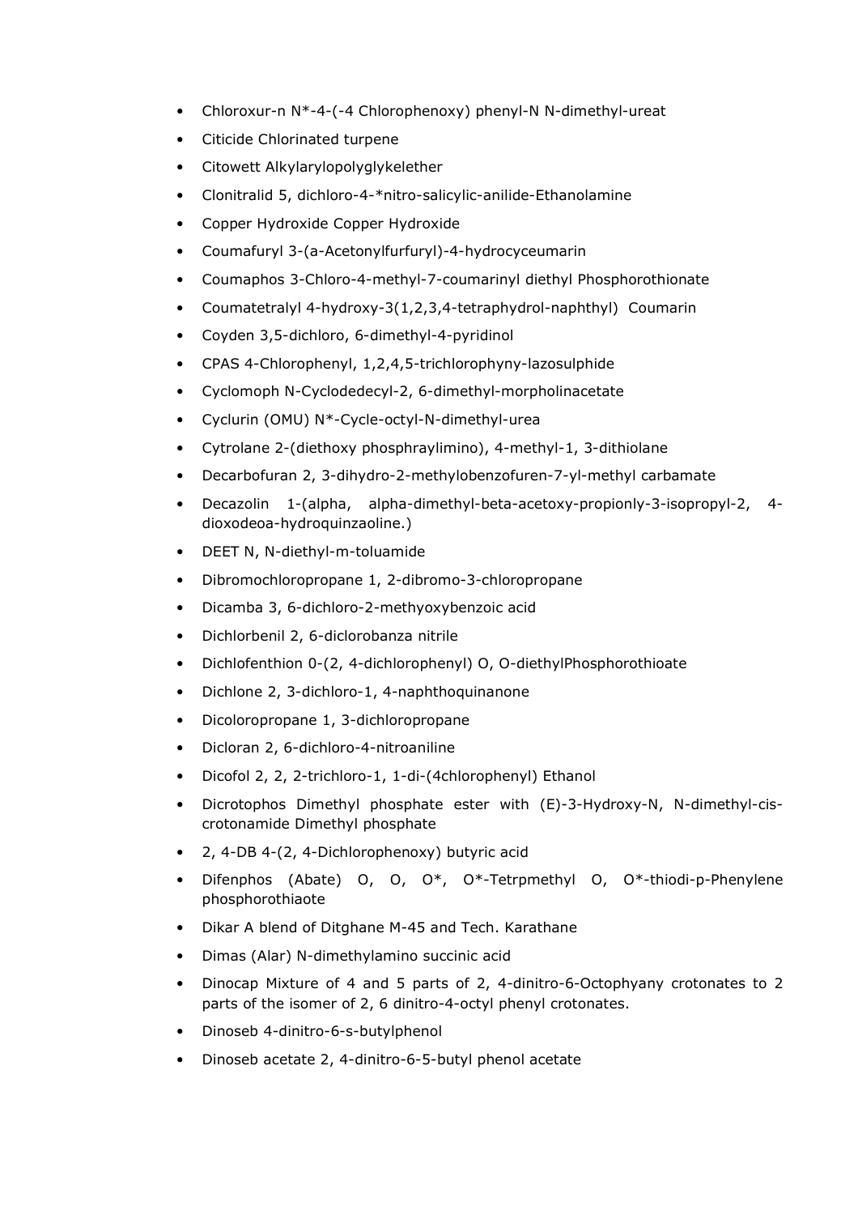- Chloroxur-n N*-4-(-4 Chlorophenoxy) phenyl-N N-dimethyl-ureat
- Citicide Chlorinated turpene
- Citowett Alkylarylopolyglykelether
- Clonitralid 5, dichloro-4-*nitro-salicylic-anilide-Ethanolamine
- Copper Hydroxide Copper Hydroxide
- Coumafuryl 3-(a-Acetonylfurfuryl)-4-hydrocyceumarin
- Coumaphos 3-Chloro-4-methyl-7-coumarinyl diethyl Phosphorothionate
- Coumatetralyl 4-hydroxy-3(1,2,3,4-tetraphydrol-naphthyl) Coumarin
- Coyden 3,5-dichloro, 6-dimethyl-4-pyridinol
- CPAS 4-Chlorophenyl, 1,2,4,5-trichlorophyny-lazosulphide
- Cyclomoph N-Cyclodedecyl-2, 6-dimethyl-morpholinacetate
- Cyclurin (OMU) N*-Cycle-octyl-N-dimethyl-urea
- Cytrolane 2-(diethoxy phosphraylimino), 4-methyl-1, 3-dithiolane
- Decarbofuran 2, 3-dihydro-2-methylobenzofuren-7-yl-methyl carbamate
- Decazolin 1-(alpha, alpha-dimethyl-beta-acetoxy-propionly-3-isopropyl-2, 4-dioxodeoa-hydroquinzaoline.)
- DEET N, N-diethyl-m-toluamide
- Dibromochloropropane 1, 2-dibromo-3-chloropropane
- Dicamba 3, 6-dichloro-2-methyoxybenzoic acid
- Dichlorbenil 2, 6-diclorobanza nitrile
- Dichlofenthion 0-(2, 4-dichlorophenyl) O, O-diethylPhosphorothioate
- Dichlone 2, 3-dichloro-1, 4-naphthoquinanone
- Dicoloropropane 1, 3-dichloropropane
- Dicloran 2, 6-dichloro-4-nitroaniline
- Dicofol 2, 2, 2-trichloro-1, 1-di-(4chlorophenyl) Ethanol
- Dicrotophos Dimethyl phosphate ester with (E)-3-Hydroxy-N, N-dimethyl-cis-crotonamide Dimethyl phosphate
- 2, 4-DB 4-(2, 4-Dichlorophenoxy) butyric acid
- Difenphos (Abate) O, O, O*, O*-Tetrpmethyl O, O*-thiodi-p-Phenylene phosphorothiaote
- Dikar A blend of Ditghane M-45 and Tech. Karathane
- Dimas (Alar) N-dimethylamino succinic acid
- Dinocap Mixture of 4 and 5 parts of 2, 4-dinitro-6-Octophyany crotonates to 2 parts of the isomer of 2, 6 dinitro-4-octyl phenyl crotonates.
- Dinoseb 4-dinitro-6-s-butylphenol
- Dinoseb acetate 2, 4-dinitro-6-5-butyl phenol acetate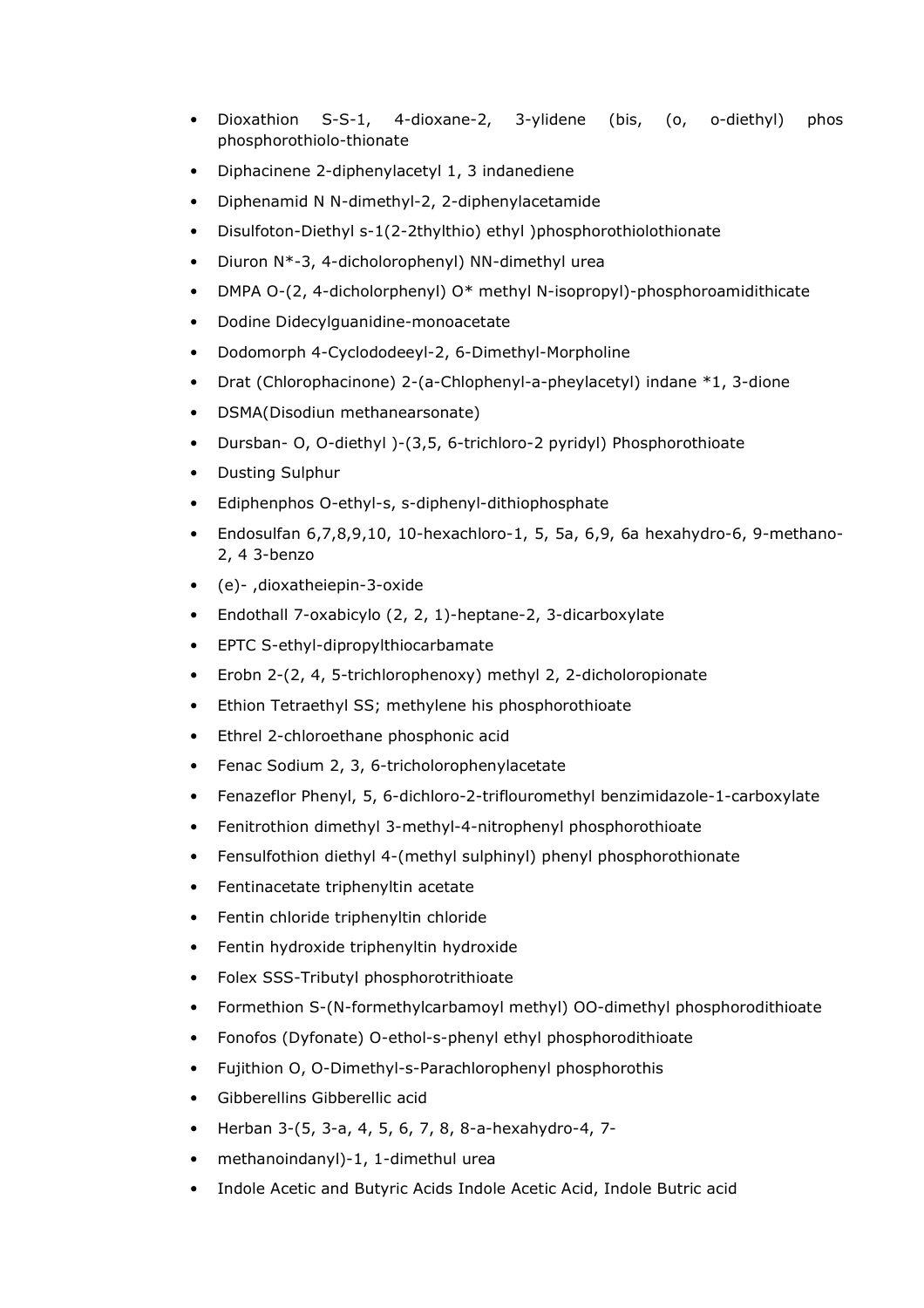- Dioxathion S-S-1, 4-dioxane-2, 3-ylidene (bis, (o, o-diethyl) phos phosphorothiolo-thionate
- Diphacinene 2-diphenylacetyl 1, 3 indanediene
- Diphenamid N N-dimethyl-2, 2-diphenylacetamide
- Disulfoton-Diethyl s-1(2-2thylthio) ethyl )phosphorothiolothionate
- Diuron N*-3, 4-dicholorophenyl) NN-dimethyl urea
- DMPA O-(2, 4-dicholorphenyl) O* methyl N-isopropyl)-phosphoroamidithicate
- Dodine Didecylguanidine-monoacetate
- Dodomorph 4-Cyclododeeyl-2, 6-Dimethyl-Morpholine
- Drat (Chlorophacinone) 2-(a-Chlophenyl-a-pheylacetyl) indane *1, 3-dione
- DSMA(Disodiun methanearsonate)
- Dursban- O, O-diethyl )-(3,5, 6-trichloro-2 pyridyl) Phosphorothioate
- Dusting Sulphur
- Ediphenphos O-ethyl-s, s-diphenyl-dithiophosphate
- Endosulfan 6,7,8,9,10, 10-hexachloro-1, 5, 5a, 6,9, 6a hexahydro-6, 9-methano-2, 4 3-benzo
- (e)- ,dioxatheiepin-3-oxide
- Endothall 7-oxabicylo (2, 2, 1)-heptane-2, 3-dicarboxylate
- EPTC S-ethyl-dipropylthiocarbamate
- Erobn 2-(2, 4, 5-trichlorophenoxy) methyl 2, 2-dicholoropionate
- Ethion Tetraethyl SS; methylene his phosphorothioate
- Ethrel 2-chloroethane phosphonic acid
- Fenac Sodium 2, 3, 6-tricholorophenylacetate
- Fenazeflor Phenyl, 5, 6-dichloro-2-triflouromethyl benzimidazole-1-carboxylate
- Fenitrothion dimethyl 3-methyl-4-nitrophenyl phosphorothioate
- Fensulfothion diethyl 4-(methyl sulphinyl) phenyl phosphorothionate
- Fentinacetate triphenyltin acetate
- Fentin chloride triphenyltin chloride
- Fentin hydroxide triphenyltin hydroxide
- Folex SSS-Tributyl phosphorotrithioate
- Formethion S-(N-formethylcarbamoyl methyl) OO-dimethyl phosphorodithioate
- Fonofos (Dyfonate) O-ethol-s-phenyl ethyl phosphorodithioate
- Fujithion O, O-Dimethyl-s-Parachlorophenyl phosphorothis
- Gibberellins Gibberellic acid
- Herban 3-(5, 3-a, 4, 5, 6, 7, 8, 8-a-hexahydro-4, 7-
- methanoindanyl)-1, 1-dimethul urea
- Indole Acetic and Butyric Acids Indole Acetic Acid, Indole Butric acid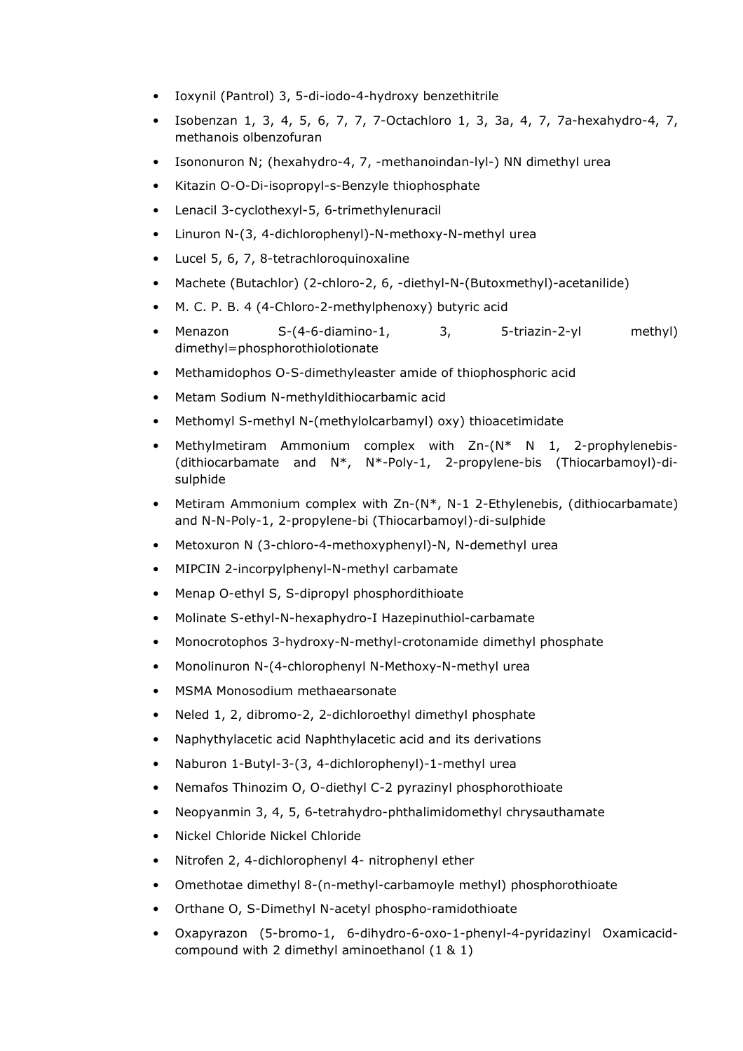- Ioxynil (Pantrol) 3, 5-di-iodo-4-hydroxy benzethitrile
- Isobenzan 1, 3, 4, 5, 6, 7, 7, 7-Octachloro 1, 3, 3a, 4, 7, 7a-hexahydro-4, 7, methanois olbenzofuran
- Isononuron N; (hexahydro-4, 7, -methanoindan-lyl-) NN dimethyl urea
- Kitazin O-O-Di-isopropyl-s-Benzyle thiophosphate
- Lenacil 3-cyclothexyl-5, 6-trimethylenuracil
- Linuron N-(3, 4-dichlorophenyl)-N-methoxy-N-methyl urea
- Lucel 5, 6, 7, 8-tetrachloroquinoxaline
- Machete (Butachlor) (2-chloro-2, 6, -diethyl-N-(Butoxmethyl)-acetanilide)
- M. C. P. B. 4 (4-Chloro-2-methylphenoxy) butyric acid
- Menazon S-(4-6-diamino-1, 3, 5-triazin-2-yl methyl) dimethyl=phosphorothiolotionate
- Methamidophos O-S-dimethyleaster amide of thiophosphoric acid
- Metam Sodium N-methyldithiocarbamic acid
- Methomyl S-methyl N-(methylolcarbamyl) oxy) thioacetimidate
- Methylmetiram Ammonium complex with Zn-(N* N 1, 2-prophylenebis-(dithiocarbamate and N*, N*-Poly-1, 2-propylene-bis (Thiocarbamoyl)-di-sulphide
- Metiram Ammonium complex with Zn-(N*, N-1 2-Ethylenebis, (dithiocarbamate) and N-N-Poly-1, 2-propylene-bi (Thiocarbamoyl)-di-sulphide
- Metoxuron N (3-chloro-4-methoxyphenyl)-N, N-demethyl urea
- MIPCIN 2-incorpylphenyl-N-methyl carbamate
- Menap O-ethyl S, S-dipropyl phosphordithioate
- Molinate S-ethyl-N-hexaphydro-I Hazepinuthiol-carbamate
- Monocrotophos 3-hydroxy-N-methyl-crotonamide dimethyl phosphate
- Monolinuron N-(4-chlorophenyl N-Methoxy-N-methyl urea
- MSMA Monosodium methaearsonate
- Neled 1, 2, dibromo-2, 2-dichloroethyl dimethyl phosphate
- Naphythylacetic acid Naphthylacetic acid and its derivations
- Naburon 1-Butyl-3-(3, 4-dichlorophenyl)-1-methyl urea
- Nemafos Thinozim O, O-diethyl C-2 pyrazinyl phosphorothioate
- Neopyanmin 3, 4, 5, 6-tetrahydro-phthalimidomethyl chrysauthamate
- Nickel Chloride Nickel Chloride
- Nitrofen 2, 4-dichlorophenyl 4- nitrophenyl ether
- Omethotae dimethyl 8-(n-methyl-carbamoyle methyl) phosphorothioate
- Orthane O, S-Dimethyl N-acetyl phospho-ramidothioate
- Oxapyrazon (5-bromo-1, 6-dihydro-6-oxo-1-phenyl-4-pyridazinyl Oxamicacid-compound with 2 dimethyl aminoethanol (1 & 1)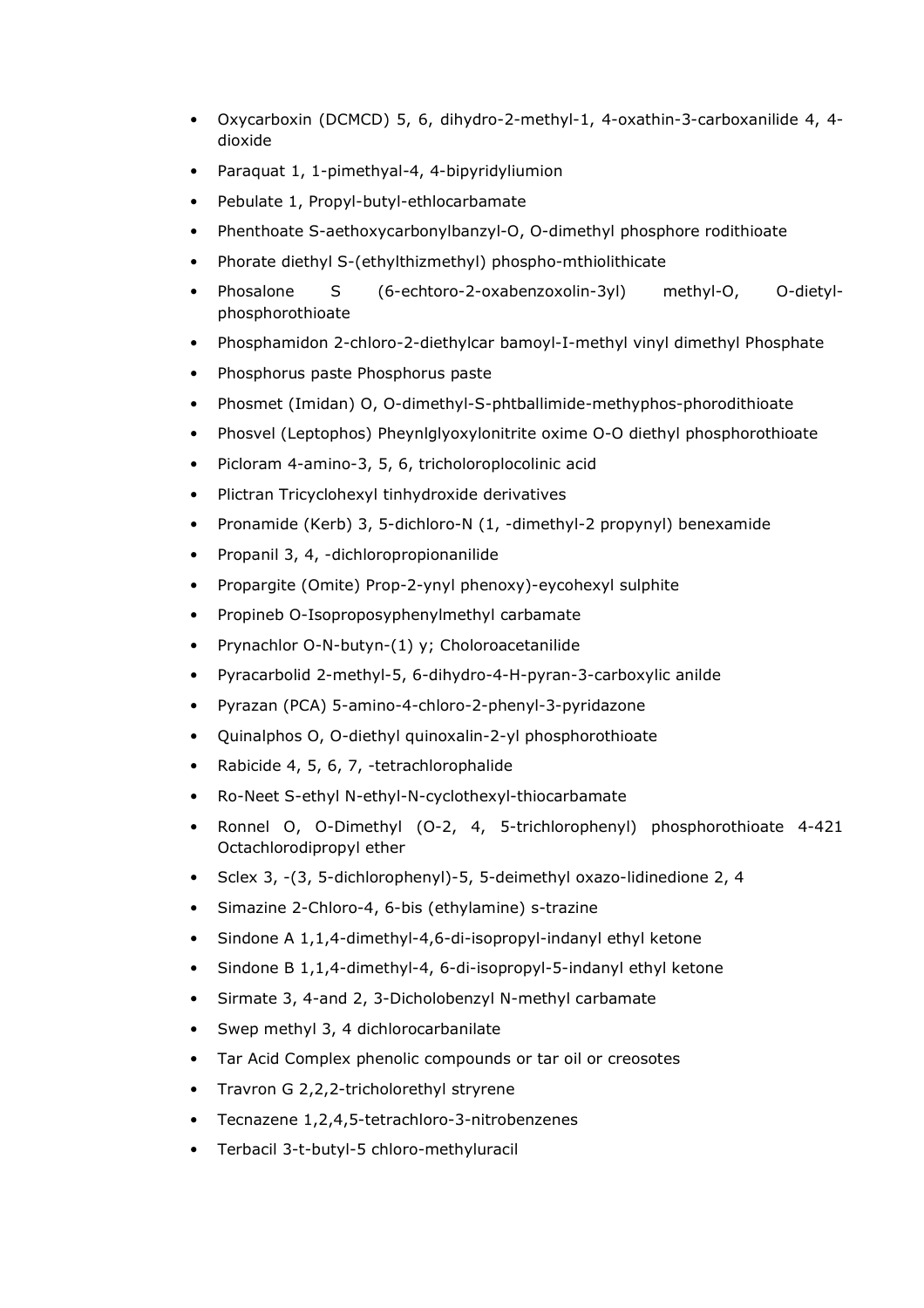- Oxycarboxin (DCMCD) 5, 6, dihydro-2-methyl-1, 4-oxathin-3-carboxanilide 4, 4-dioxide
- Paraquat 1, 1-pimethyal-4, 4-bipyridyliumion
- Pebulate 1, Propyl-butyl-ethlocarbamate
- Phenthoate S-aethoxycarbonylbanzyl-O, O-dimethyl phosphore rodithioate
- Phorate diethyl S-(ethylthizmethyl) phospho-mthiolithicate
- Phosalone S (6-echtoro-2-oxabenzoxolin-3yl) methyl-O, O-dietyl-phosphorothioate
- Phosphamidon 2-chloro-2-diethylcar bamoyl-I-methyl vinyl dimethyl Phosphate
- Phosphorus paste Phosphorus paste
- Phosmet (Imidan) O, O-dimethyl-S-phtballimide-methyphos-phorodithioate
- Phosvel (Leptophos) Pheynlglyoxylonitrite oxime O-O diethyl phosphorothioate
- Picloram 4-amino-3, 5, 6, tricholoroplocolinic acid
- Plictran Tricyclohexyl tinhydroxide derivatives
- Pronamide (Kerb) 3, 5-dichloro-N (1, -dimethyl-2 propynyl) benexamide
- Propanil 3, 4, -dichloropropionanilide
- Propargite (Omite) Prop-2-ynyl phenoxy)-eycohexyl sulphite
- Propineb O-Isoproposyphenylmethyl carbamate
- Prynachlor O-N-butyn-(1) y; Choloroacetanilide
- Pyracarbolid 2-methyl-5, 6-dihydro-4-H-pyran-3-carboxylic anilde
- Pyrazan (PCA) 5-amino-4-chloro-2-phenyl-3-pyridazone
- Quinalphos O, O-diethyl quinoxalin-2-yl phosphorothioate
- Rabicide 4, 5, 6, 7, -tetrachlorophalide
- Ro-Neet S-ethyl N-ethyl-N-cyclothexyl-thiocarbamate
- Ronnel O, O-Dimethyl (O-2, 4, 5-trichlorophenyl) phosphorothioate 4-421 Octachlorodipropyl ether
- Sclex 3, -(3, 5-dichlorophenyl)-5, 5-deimethyl oxazo-lidinedione 2, 4
- Simazine 2-Chloro-4, 6-bis (ethylamine) s-trazine
- Sindone A 1,1,4-dimethyl-4,6-di-isopropyl-indanyl ethyl ketone
- Sindone B 1,1,4-dimethyl-4, 6-di-isopropyl-5-indanyl ethyl ketone
- Sirmate 3, 4-and 2, 3-Dicholobenzyl N-methyl carbamate
- Swep methyl 3, 4 dichlorocarbanilate
- Tar Acid Complex phenolic compounds or tar oil or creosotes
- Travron G 2,2,2-tricholorethyl stryrene
- Tecnazene 1,2,4,5-tetrachloro-3-nitrobenzenes
- Terbacil 3-t-butyl-5 chloro-methyluracil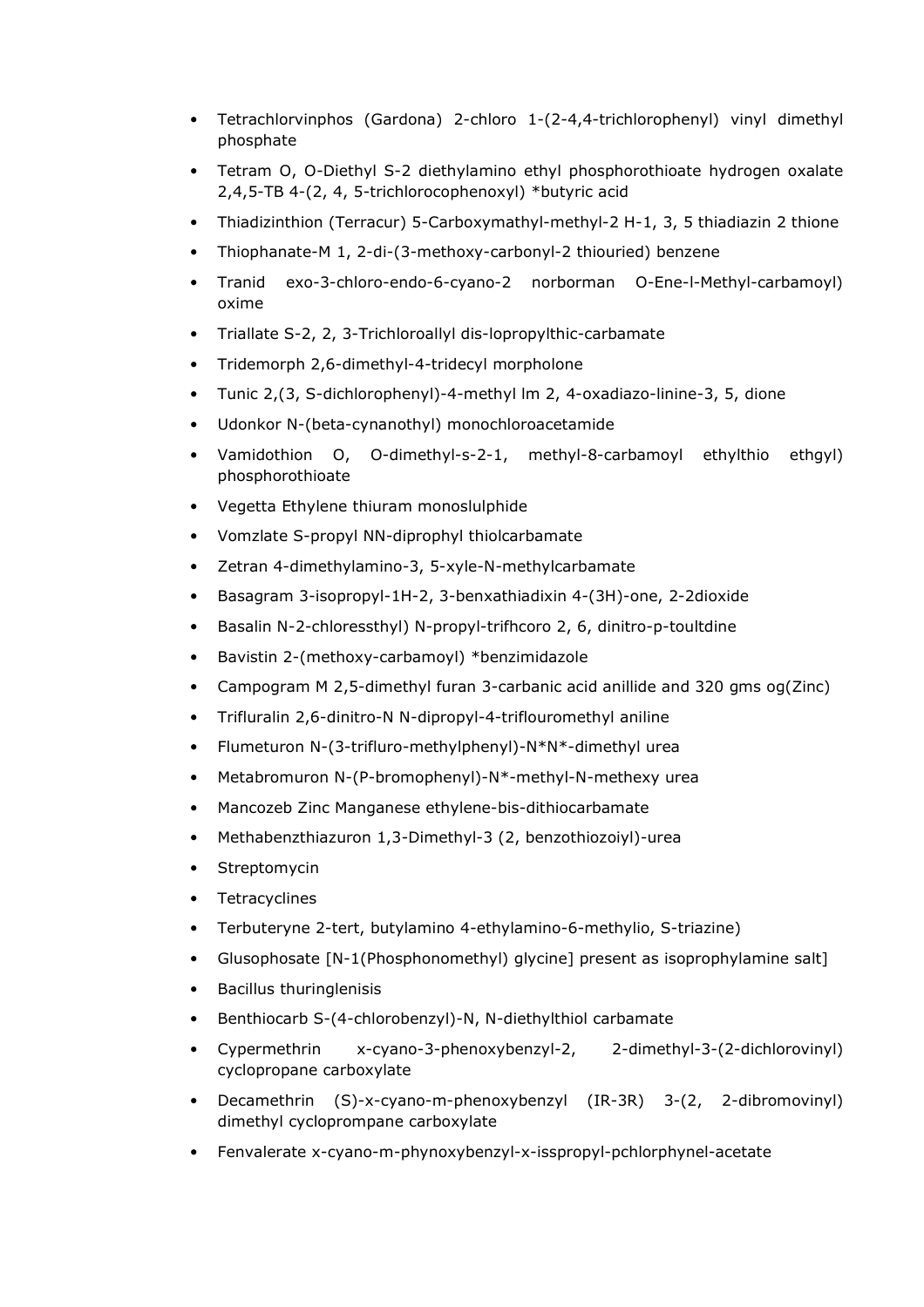- Tetrachlorvinphos (Gardona) 2-chloro 1-(2-4,4-trichlorophenyl) vinyl dimethyl phosphate
- Tetram O, O-Diethyl S-2 diethylamino ethyl phosphorothioate hydrogen oxalate 2,4,5-TB 4-(2, 4, 5-trichlorocophenoxyl) *butyric acid
- Thiadizinthion (Terracur) 5-Carboxymathyl-methyl-2 H-1, 3, 5 thiadiazin 2 thione
- Thiophanate-M 1, 2-di-(3-methoxy-carbonyl-2 thiouried) benzene
- Tranid exo-3-chloro-endo-6-cyano-2 norborman O-Ene-l-Methyl-carbamoyl) oxime
- Triallate S-2, 2, 3-Trichloroallyl dis-lopropylthic-carbamate
- Tridemorph 2,6-dimethyl-4-tridecyl morpholone
- Tunic 2,(3, S-dichlorophenyl)-4-methyl lm 2, 4-oxadiazo-linine-3, 5, dione
- Udonkor N-(beta-cynanothyl) monochloroacetamide
- Vamidothion O, O-dimethyl-s-2-1, methyl-8-carbamoyl ethylthio ethgyl) phosphorothioate
- Vegetta Ethylene thiuram monoslulphide
- Vomzlate S-propyl NN-diprophyl thiolcarbamate
- Zetran 4-dimethylamino-3, 5-xyle-N-methylcarbamate
- Basagram 3-isopropyl-1H-2, 3-benxathiadixin 4-(3H)-one, 2-2dioxide
- Basalin N-2-chloressthyl) N-propyl-trifhcoro 2, 6, dinitro-p-toultdine
- Bavistin 2-(methoxy-carbamoyl) *benzimidazole
- Campogram M 2,5-dimethyl furan 3-carbanic acid anillide and 320 gms og(Zinc)
- Trifluralin 2,6-dinitro-N N-dipropyl-4-triflouromethyl aniline
- Flumeturon N-(3-trifluro-methylphenyl)-N*N*-dimethyl urea
- Metabromuron N-(P-bromophenyl)-N*-methyl-N-methexy urea
- Mancozeb Zinc Manganese ethylene-bis-dithiocarbamate
- Methabenzthiazuron 1,3-Dimethyl-3 (2, benzothiozoiyl)-urea
- Streptomycin
- Tetracyclines
- Terbuteryne 2-tert, butylamino 4-ethylamino-6-methylio, S-triazine)
- Glusophosate [N-1(Phosphonomethyl) glycine] present as isoprophylamine salt]
- Bacillus thuringlenisis
- Benthiocarb S-(4-chlorobenzyl)-N, N-diethylthiol carbamate
- Cypermethrin x-cyano-3-phenoxybenzyl-2, 2-dimethyl-3-(2-dichlorovinyl) cyclopropane carboxylate
- Decamethrin (S)-x-cyano-m-phenoxybenzyl (IR-3R) 3-(2, 2-dibromovinyl) dimethyl cycloprompane carboxylate
- Fenvalerate x-cyano-m-phynoxybenzyl-x-isspropyl-pchlorphynel-acetate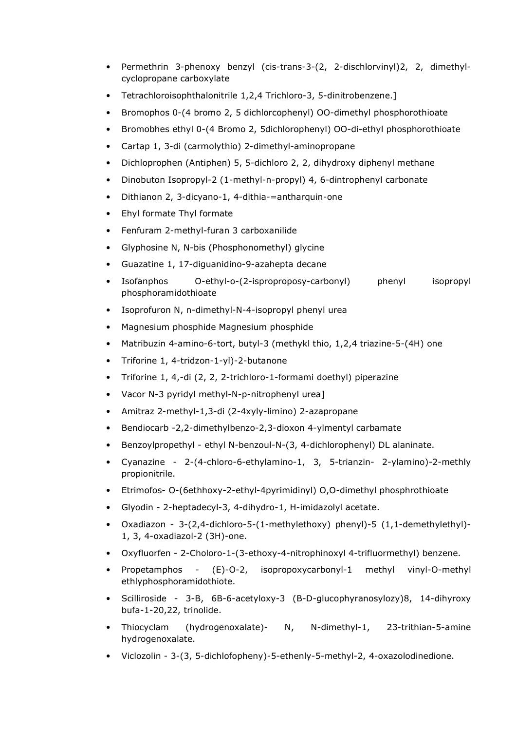- Permethrin 3-phenoxy benzyl (cis-trans-3-(2, 2-dischlorvinyl)2, 2, dimethyl-cyclopropane carboxylate
- Tetrachloroisophthalonitrile 1,2,4 Trichloro-3, 5-dinitrobenzene.]
- Bromophos 0-(4 bromo 2, 5 dichlorcophenyl) OO-dimethyl phosphorothioate
- Bromobhes ethyl 0-(4 Bromo 2, 5dichlorophenyl) OO-di-ethyl phosphorothioate
- Cartap 1, 3-di (carmolythio) 2-dimethyl-aminopropane
- Dichloprophen (Antiphen) 5, 5-dichloro 2, 2, dihydroxy diphenyl methane
- Dinobuton Isopropyl-2 (1-methyl-n-propyl) 4, 6-dintrophenyl carbonate
- Dithianon 2, 3-dicyano-1, 4-dithia-=antharquin-one
- Ehyl formate Thyl formate
- Fenfuram 2-methyl-furan 3 carboxanilide
- Glyphosine N, N-bis (Phosphonomethyl) glycine
- Guazatine 1, 17-diguanidino-9-azahepta decane
- Isofanphos O-ethyl-o-(2-ispropropos​y-carbonyl) phenyl isopropyl phosphoramidothioate
- Isoprofuron N, n-dimethyl-N-4-isopropyl phenyl urea
- Magnesium phosphide Magnesium phosphide
- Matribuzin 4-amino-6-tort, butyl-3 (methykl thio, 1,2,4 triazine-5-(4H) one
- Triforine 1, 4-tridzon-1-yl)-2-butanone
- Triforine 1, 4,-di (2, 2, 2-trichloro-1-formami doethyl) piperazine
- Vacor N-3 pyridyl methyl-N-p-nitrophenyl urea]
- Amitraz 2-methyl-1,3-di (2-4xyly-limino) 2-azapropane
- Bendiocarb -2,2-dimethylbenzo-2,3-dioxon 4-ylmentyl carbamate
- Benzoylpropethyl - ethyl N-benzoul-N-(3, 4-dichlorophenyl) DL alaninate.
- Cyanazine - 2-(4-chloro-6-ethylamino-1, 3, 5-trianzin- 2-ylamino)-2-methly propionitrile.
- Etrimofos- O-(6ethhoxy-2-ethyl-4pyrimidinyl) O,O-dimethyl phosphrothioate
- Glyodin - 2-heptadecyl-3, 4-dihydro-1, H-imidazolyl acetate.
- Oxadiazon - 3-(2,4-dichloro-5-(1-methylethoxy) phenyl)-5 (1,1-demethylethyl)-1, 3, 4-oxadiazol-2 (3H)-one.
- Oxyfluorfen - 2-Choloro-1-(3-ethoxy-4-nitrophinoxyl 4-trifluormethyl) benzene.
- Propetamphos - (E)-O-2, isopropoxycarbonyl-1 methyl vinyl-O-methyl ethlyphosphoramidothiote.
- Scilliroside - 3-B, 6B-6-acetyloxy-3 (B-D-glucophyranosylozy)8, 14-dihyroxy bufa-1-20,22, trinolide.
- Thiocyclam (hydrogenoxalate)- N, N-dimethyl-1, 23-trithian-5-amine hydrogenoxalate.
- Viclozolin - 3-(3, 5-dichlofopheny)-5-ethenly-5-methyl-2, 4-oxazolodinedione.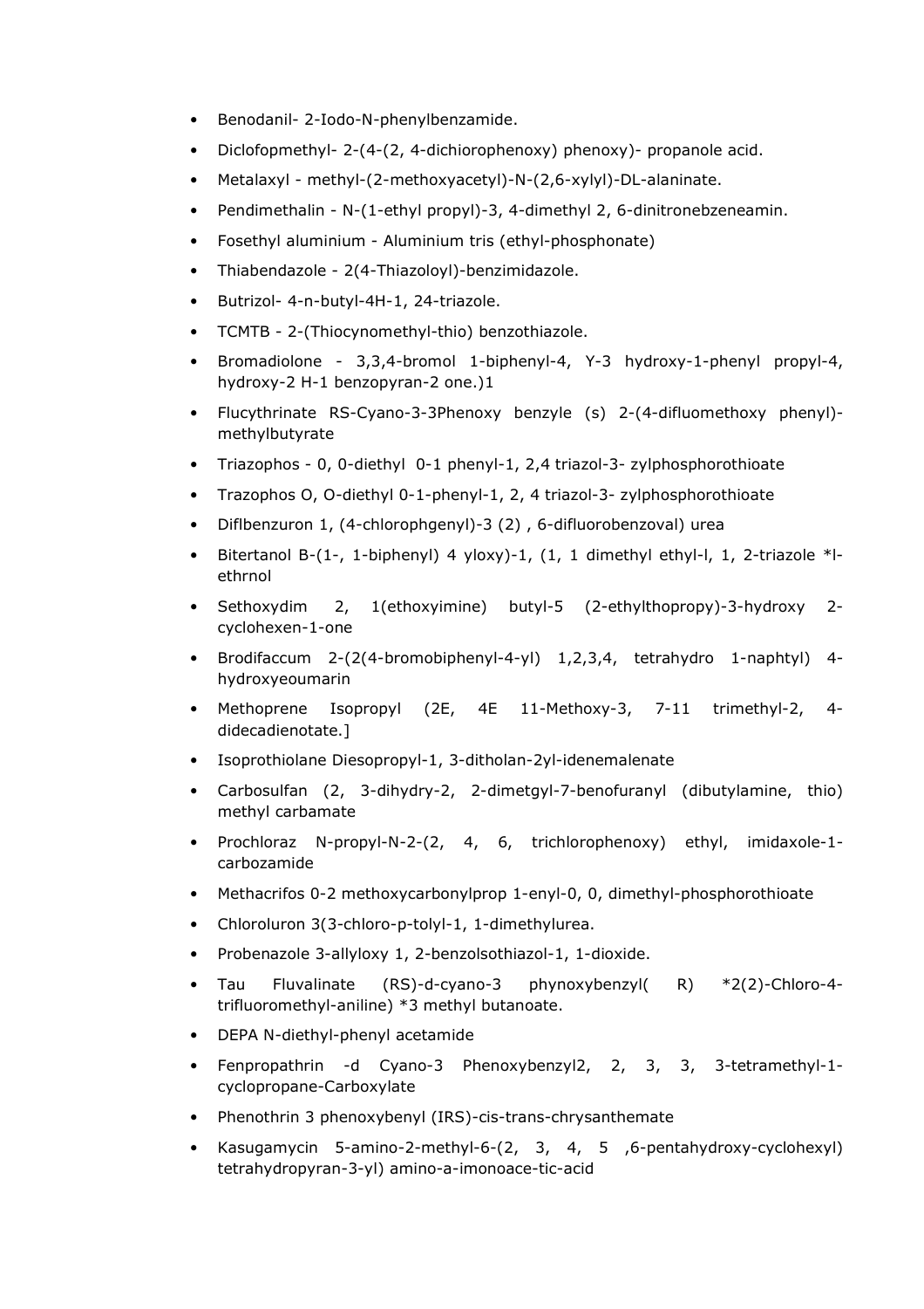- Benodanil- 2-Iodo-N-phenylbenzamide.
- Diclofopmethyl- 2-(4-(2, 4-dichiorophenoxy) phenoxy)- propanole acid.
- Metalaxyl - methyl-(2-methoxyacetyl)-N-(2,6-xylyl)-DL-alaninate.
- Pendimethalin - N-(1-ethyl propyl)-3, 4-dimethyl 2, 6-dinitronebzeneamin.
- Fosethyl aluminium - Aluminium tris (ethyl-phosphonate)
- Thiabendazole - 2(4-Thiazoloyl)-benzimidazole.
- Butrizol- 4-n-butyl-4H-1, 24-triazole.
- TCMTB - 2-(Thiocynomethyl-thio) benzothiazole.
- Bromadiolone - 3,3,4-bromol 1-biphenyl-4, Y-3 hydroxy-1-phenyl propyl-4, hydroxy-2 H-1 benzopyran-2 one.)1
- Flucythrinate RS-Cyano-3-3Phenoxy benzyle (s) 2-(4-difluomethoxy phenyl)-methylbutyrate
- Triazophos - 0, 0-diethyl 0-1 phenyl-1, 2,4 triazol-3- zylphosphorothioate
- Trazophos O, O-diethyl 0-1-phenyl-1, 2, 4 triazol-3- zylphosphorothioate
- Diflbenzuron 1, (4-chlorophgenyl)-3 (2) , 6-difluorobenzoval) urea
- Bitertanol B-(1-, 1-biphenyl) 4 yloxy)-1, (1, 1 dimethyl ethyl-l, 1, 2-triazole *l-ethrnol
- Sethoxydim 2, 1(ethoxyimine) butyl-5 (2-ethylthopropy)-3-hydroxy 2-cyclohexen-1-one
- Brodifaccum 2-(2(4-bromobiphenyl-4-yl) 1,2,3,4, tetrahydro 1-naphtyl) 4-hydroxyeoumarin
- Methoprene Isopropyl (2E, 4E 11-Methoxy-3, 7-11 trimethyl-2, 4-didecadienotate.]
- Isoprothiolane Diesopropyl-1, 3-ditholan-2yl-idenemalenate
- Carbosulfan (2, 3-dihydry-2, 2-dimetgyl-7-benofuranyl (dibutylamine, thio) methyl carbamate
- Prochloraz N-propyl-N-2-(2, 4, 6, trichlorophenoxy) ethyl, imidaxole-1-carbozamide
- Methacrifos 0-2 methoxycarbonylprop 1-enyl-0, 0, dimethyl-phosphorothioate
- Chloroluron 3(3-chloro-p-tolyl-1, 1-dimethylurea.
- Probenazole 3-allyloxy 1, 2-benzolsothiazol-1, 1-dioxide.
- Tau Fluvalinate (RS)-d-cyano-3 phynoxybenzyl( R) *2(2)-Chloro-4-trifluoromethyl-aniline) *3 methyl butanoate.
- DEPA N-diethyl-phenyl acetamide
- Fenpropathrin -d Cyano-3 Phenoxybenzyl2, 2, 3, 3, 3-tetramethyl-1-cyclopropane-Carboxylate
- Phenothrin 3 phenoxybenyl (IRS)-cis-trans-chrysanthemate
- Kasugamycin 5-amino-2-methyl-6-(2, 3, 4, 5 ,6-pentahydroxy-cyclohexyl) tetrahydropyran-3-yl) amino-a-imonoace-tic-acid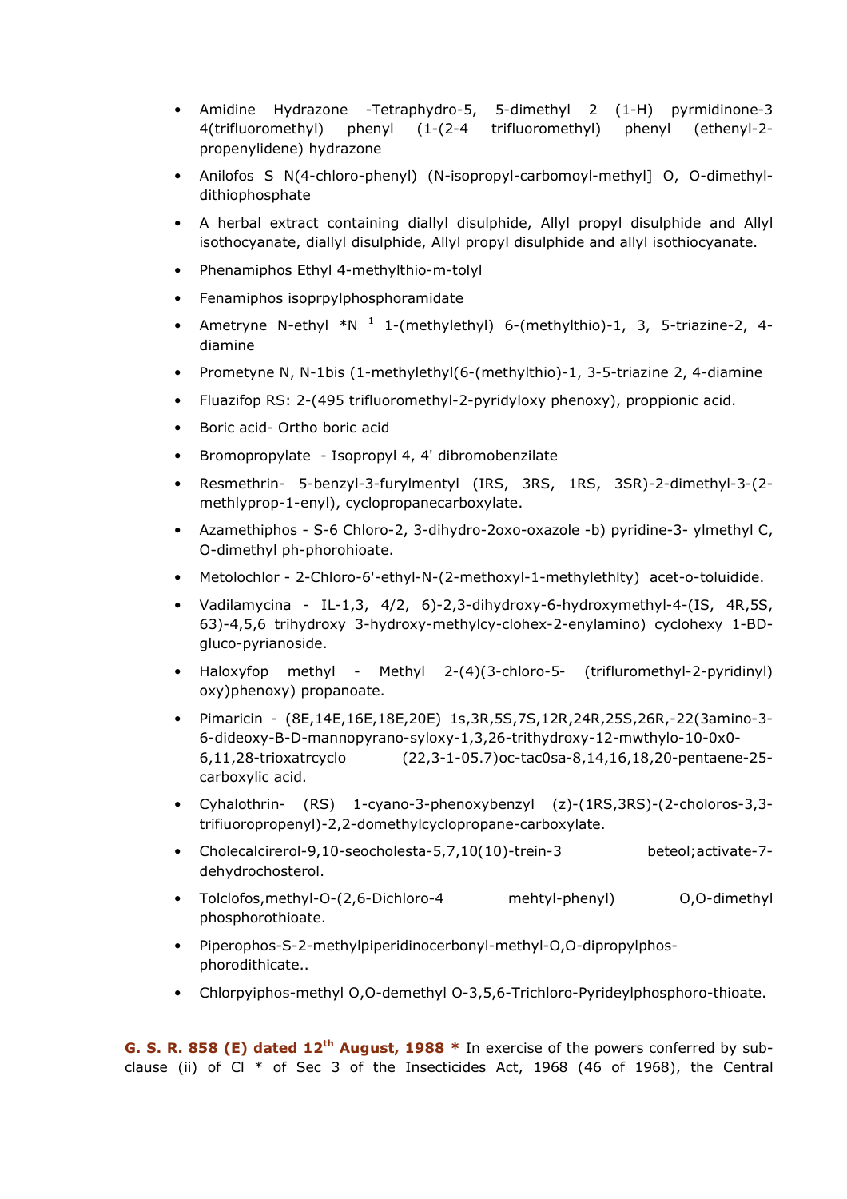- Amidine Hydrazone -Tetraphydro-5, 5-dimethyl 2 (1-H) pyrmidinone-3 4(trifluoromethyl) phenyl (1-(2-4 trifluoromethyl) phenyl (ethenyl-2-propenylidene) hydrazone
- Anilofos S N(4-chloro-phenyl) (N-isopropyl-carbomoyl-methyl] O, O-dimethyl-dithiophosphate
- A herbal extract containing diallyl disulphide, Allyl propyl disulphide and Allyl isothocyanate, diallyl disulphide, Allyl propyl disulphide and allyl isothiocyanate.
- Phenamiphos Ethyl 4-methylthio-m-tolyl
- Fenamiphos isoprpylphosphoramidate
- Ametryne N-ethyl *N [1] 1-(methylethyl) 6-(methylthio)-1, 3, 5-triazine-2, 4-diamine
- Prometyne N, N-1bis (1-methylethyl(6-(methylthio)-1, 3-5-triazine 2, 4-diamine
- Fluazifop RS: 2-(495 trifluoromethyl-2-pyridyloxy phenoxy), proppionic acid.
- Boric acid- Ortho boric acid
- Bromopropylate - Isopropyl 4, 4' dibromobenzilate
- Resmethrin- 5-benzyl-3-furylmentyl (IRS, 3RS, 1RS, 3SR)-2-dimethyl-3-(2-methlyprop-1-enyl), cyclopropanecarboxylate.
- Azamethiphos - S-6 Chloro-2, 3-dihydro-2oxo-oxazole -b) pyridine-3- ylmethyl C, O-dimethyl ph-phorohioate.
- Metolochlor - 2-Chloro-6'-ethyl-N-(2-methoxyl-1-methylethlty) acet-o-toluidide.
- Vadilamycina - IL-1,3, 4/2, 6)-2,3-dihydroxy-6-hydroxymethyl-4-(IS, 4R,5S, 63)-4,5,6 trihydroxy 3-hydroxy-methylcy-clohex-2-enylamino) cyclohexy 1-BD-gluco-pyrianoside.
- Haloxyfop methyl - Methyl 2-(4)(3-chloro-5- (trifluromethyl-2-pyridinyl) oxy)phenoxy) propanoate.
- Pimaricin - (8E,14E,16E,18E,20E) 1s,3R,5S,7S,12R,24R,25S,26R,-22(3amino-3-6-dideoxy-B-D-mannopyrano-syloxy-1,3,26-trithydroxy-12-mwthylo-10-0x0-6,11,28-trioxatrcyclo (22,3-1-05.7)oc-tac0sa-8,14,16,18,20-pentaene-25-carboxylic acid.
- Cyhalothrin- (RS) 1-cyano-3-phenoxybenzyl (z)-(1RS,3RS)-(2-choloros-3,3-trifiuoropropenyl)-2,2-domethylcyclopropane-carboxylate.
- Cholecalcirerol-9,10-seocholesta-5,7,10(10)-trein-3 beteol;activate-7-dehydrochosterol.
- Tolclofos,methyl-O-(2,6-Dichloro-4 mehtyl-phenyl) O,O-dimethyl phosphorothioate.
- Piperophos-S-2-methylpiperidinocerbonyl-methyl-O,O-dipropylphos-phorodithicate..
- Chlorpyiphos-methyl O,O-demethyl O-3,5,6-Trichloro-Pyrideylphosphoro-thioate.

**G. S. R. 858 (E) dated 12th August, 1988 *** In exercise of the powers conferred by sub-clause (ii) of Cl * of Sec 3 of the Insecticides Act, 1968 (46 of 1968), the Central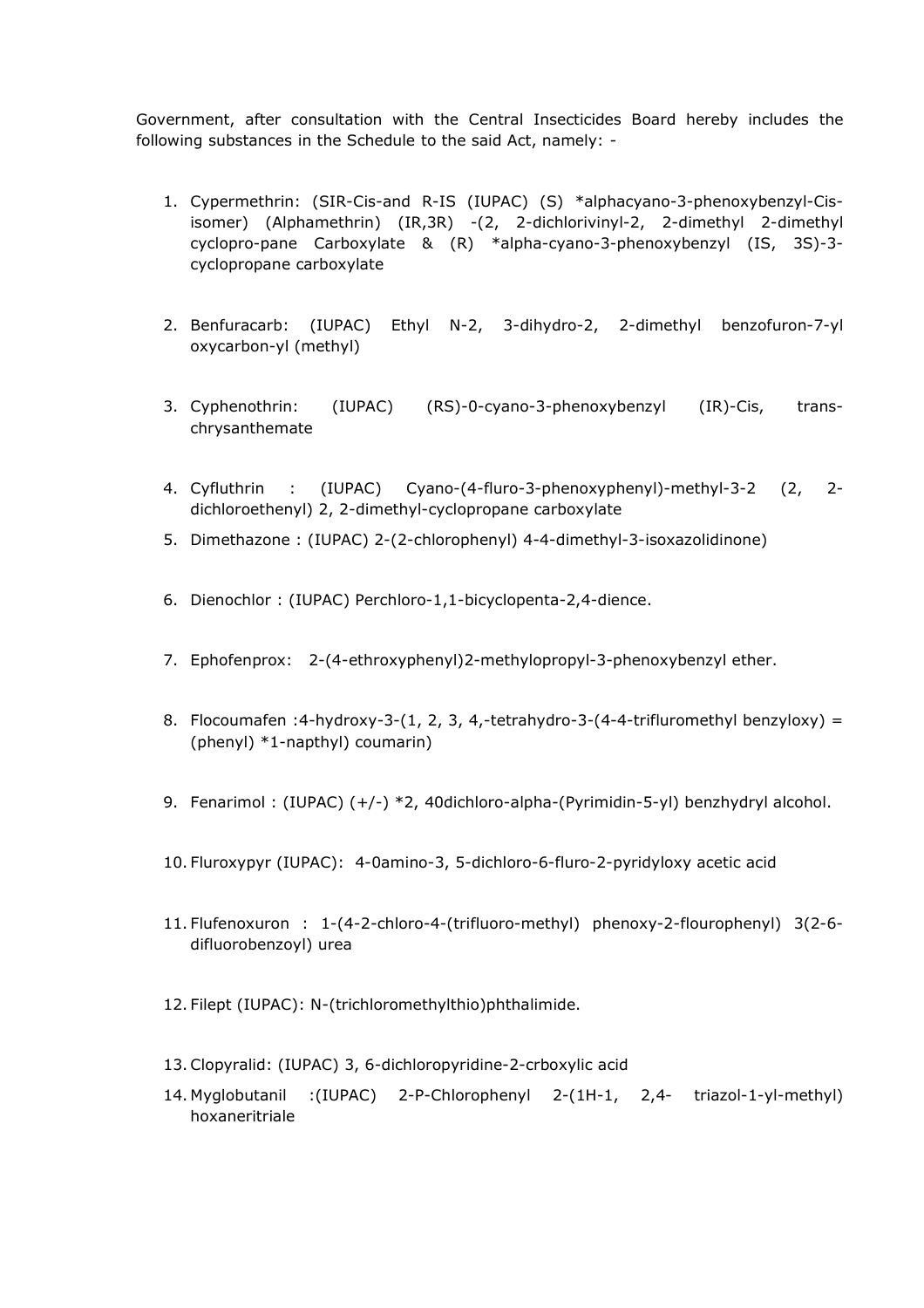Government, after consultation with the Central Insecticides Board hereby includes the following substances in the Schedule to the said Act, namely: -

1. Cypermethrin: (SIR-Cis-and R-IS (IUPAC) (S) *alphacyano-3-phenoxybenzyl-Cis-isomer) (Alphamethrin) (IR,3R) -(2, 2-dichlorivinyl-2, 2-dimethyl 2-dimethyl cyclopro-pane Carboxylate & (R) *alpha-cyano-3-phenoxybenzyl (IS, 3S)-3-cyclopropane carboxylate

2. Benfuracarb: (IUPAC) Ethyl N-2, 3-dihydro-2, 2-dimethyl benzofuron-7-yl oxycarbon-yl (methyl)

3. Cyphenothrin: (IUPAC) (RS)-0-cyano-3-phenoxybenzyl (IR)-Cis, trans-chrysanthemate

4. Cyfluthrin : (IUPAC) Cyano-(4-fluro-3-phenoxyphenyl)-methyl-3-2 (2, 2-dichloroethenyl) 2, 2-dimethyl-cyclopropane carboxylate
5. Dimethazone : (IUPAC) 2-(2-chlorophenyl) 4-4-dimethyl-3-isoxazolidinone)

6. Dienochlor : (IUPAC) Perchloro-1,1-bicyclopenta-2,4-dience.

7. Ephofenprox: 2-(4-ethroxyphenyl)2-methylopropyl-3-phenoxybenzyl ether.

8. Flocoumafen :4-hydroxy-3-(1, 2, 3, 4,-tetrahydro-3-(4-4-trifluromethyl benzyloxy) = (phenyl) *1-napthyl) coumarin)

9. Fenarimol : (IUPAC) (+/-) *2, 40dichloro-alpha-(Pyrimidin-5-yl) benzhydryl alcohol.

10. Fluroxypyr (IUPAC): 4-0amino-3, 5-dichloro-6-fluro-2-pyridyloxy acetic acid

11. Flufenoxuron : 1-(4-2-chloro-4-(trifluoro-methyl) phenoxy-2-flourophenyl) 3(2-6-difluorobenzoyl) urea

12. Filept (IUPAC): N-(trichloromethylthio)phthalimide.

13. Clopyralid: (IUPAC) 3, 6-dichloropyridine-2-crboxylic acid
14. Myglobutanil :(IUPAC) 2-P-Chlorophenyl 2-(1H-1, 2,4- triazol-1-yl-methyl) hoxaneritriale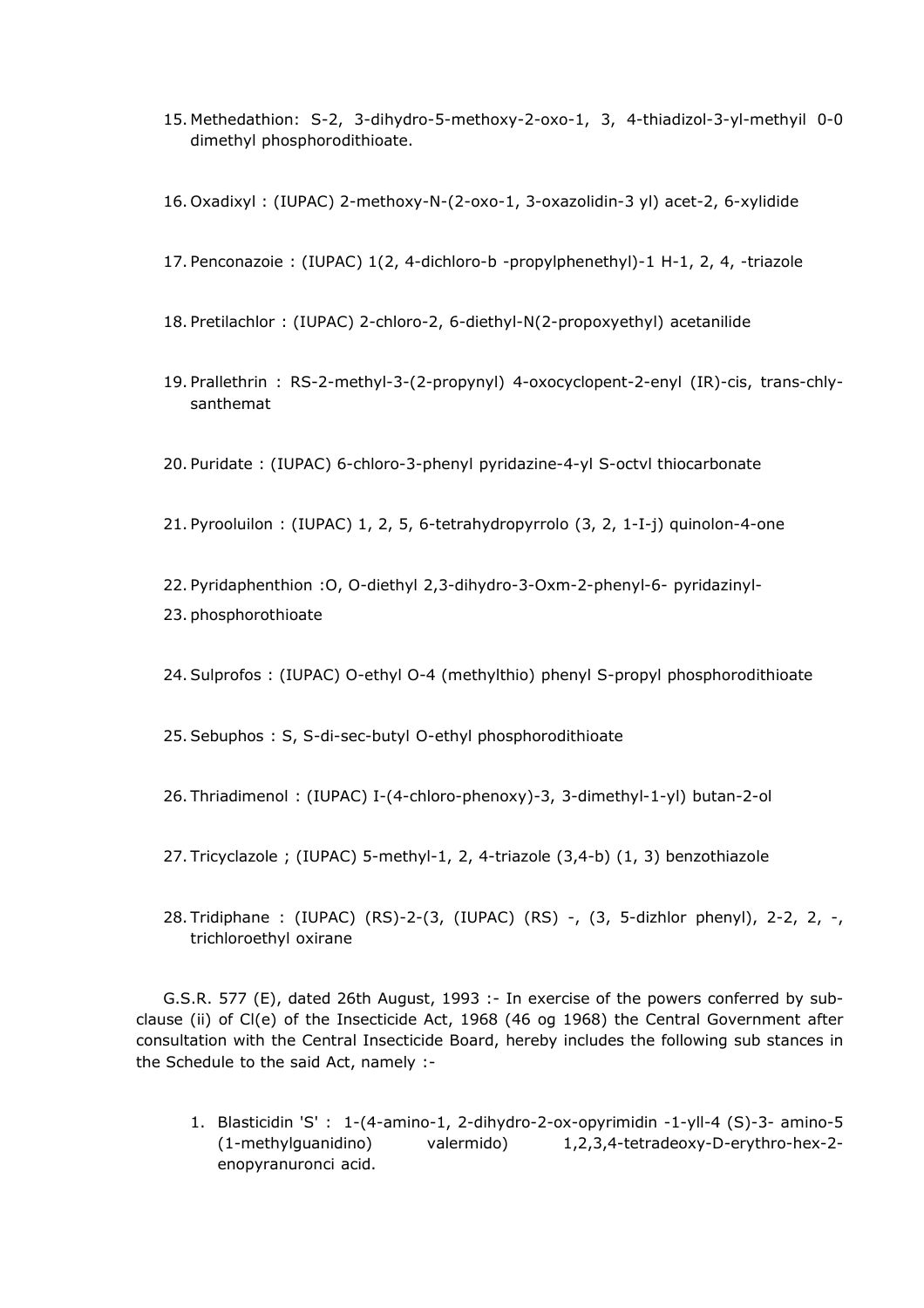15. Methedathion: S-2, 3-dihydro-5-methoxy-2-oxo-1, 3, 4-thiadizol-3-yl-methyil 0-0 dimethyl phosphorodithioate.

16. Oxadixyl : (IUPAC) 2-methoxy-N-(2-oxo-1, 3-oxazolidin-3 yl) acet-2, 6-xylidide

17. Penconazoie : (IUPAC) 1(2, 4-dichloro-b -propylphenethyl)-1 H-1, 2, 4, -triazole

18. Pretilachlor : (IUPAC) 2-chloro-2, 6-diethyl-N(2-propoxyethyl) acetanilide

19. Prallethrin : RS-2-methyl-3-(2-propynyl) 4-oxocyclopent-2-enyl (IR)-cis, trans-chly-santhemat

20. Puridate : (IUPAC) 6-chloro-3-phenyl pyridazine-4-yl S-octvl thiocarbonate

21. Pyrooluilon : (IUPAC) 1, 2, 5, 6-tetrahydropyrrolo (3, 2, 1-I-j) quinolon-4-one

22. Pyridaphenthion :O, O-diethyl 2,3-dihydro-3-Oxm-2-phenyl-6- pyridazinyl-
23. phosphorothioate

24. Sulprofos : (IUPAC) O-ethyl O-4 (methylthio) phenyl S-propyl phosphorodithioate

25. Sebuphos : S, S-di-sec-butyl O-ethyl phosphorodithioate

26. Thriadimenol : (IUPAC) I-(4-chloro-phenoxy)-3, 3-dimethyl-1-yl) butan-2-ol

27. Tricyclazole ; (IUPAC) 5-methyl-1, 2, 4-triazole (3,4-b) (1, 3) benzothiazole

28. Tridiphane : (IUPAC) (RS)-2-(3, (IUPAC) (RS) -, (3, 5-dizhlor phenyl), 2-2, 2, -, trichloroethyl oxirane

G.S.R. 577 (E), dated 26th August, 1993 :- In exercise of the powers conferred by sub-clause (ii) of Cl(e) of the Insecticide Act, 1968 (46 og 1968) the Central Government after consultation with the Central Insecticide Board, hereby includes the following sub stances in the Schedule to the said Act, namely :-

1. Blasticidin 'S' : 1-(4-amino-1, 2-dihydro-2-ox-opyrimidin -1-yll-4 (S)-3- amino-5 (1-methylguanidino) valermido) 1,2,3,4-tetradeoxy-D-erythro-hex-2-enopyranuronci acid.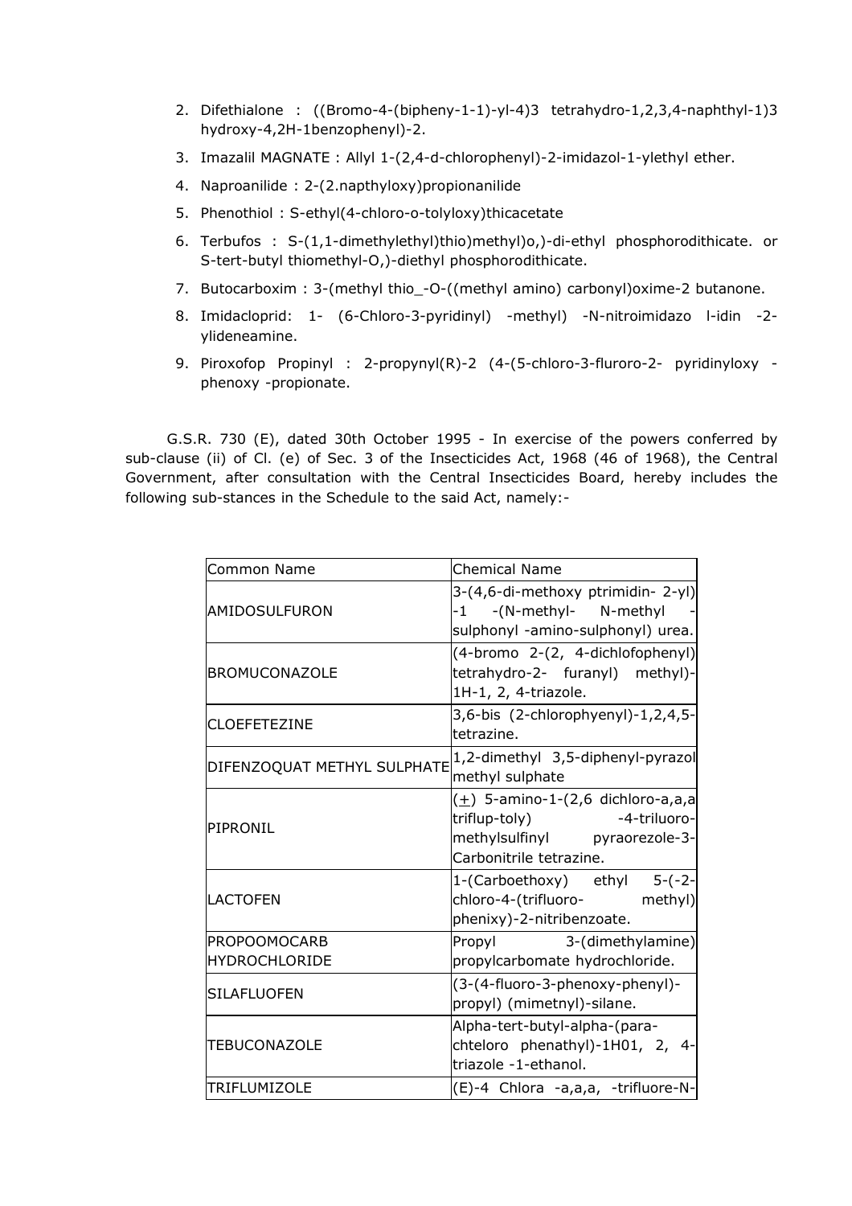2. Difethialone : ((Bromo-4-(bipheny-1-1)-yl-4)3 tetrahydro-1,2,3,4-naphthyl-1)3 hydroxy-4,2H-1benzophenyl)-2.
3. Imazalil MAGNATE : Allyl 1-(2,4-d-chlorophenyl)-2-imidazol-1-ylethyl ether.
4. Naproanilide : 2-(2.napthyloxy)propionanilide
5. Phenothiol : S-ethyl(4-chloro-o-tolyloxy)thicacetate
6. Terbufos : S-(1,1-dimethylethyl)thio)methyl)o,)-di-ethyl phosphorodithicate. or S-tert-butyl thiomethyl-O,)-diethyl phosphorodithicate.
7. Butocarboxim : 3-(methyl thio_-O-((methyl amino) carbonyl)oxime-2 butanone.
8. Imidacloprid: 1- (6-Chloro-3-pyridinyl) -methyl) -N-nitroimidazo l-idin -2-ylideneamine.
9. Piroxofop Propinyl : 2-propynyl(R)-2 (4-(5-chloro-3-fluroro-2- pyridinyloxy -phenoxy -propionate.

G.S.R. 730 (E), dated 30th October 1995 - In exercise of the powers conferred by sub-clause (ii) of Cl. (e) of Sec. 3 of the Insecticides Act, 1968 (46 of 1968), the Central Government, after consultation with the Central Insecticides Board, hereby includes the following sub-stances in the Schedule to the said Act, namely:-

| Common Name | Chemical Name |
|---|---|
| AMIDOSULFURON | 3-(4,6-di-methoxy ptrimidin- 2-yl) -1 -(N-methyl- N-methyl - sulphonyl -amino-sulphonyl) urea. |
| BROMUCONAZOLE | (4-bromo 2-(2, 4-dichlofophenyl) tetrahydro-2- furanyl) methyl)-1H-1, 2, 4-triazole. |
| CLOEFETEZINE | 3,6-bis (2-chlorophyenyl)-1,2,4,5-tetrazine. |
| DIFENZOQUAT METHYL SULPHATE | 1,2-dimethyl 3,5-diphenyl-pyrazol methyl sulphate |
| PIPRONIL | (±) 5-amino-1-(2,6 dichloro-a,a,a triflup-toly) -4-triluoro-methylsulfinyl pyraorezole-3-Carbonitrile tetrazine. |
| LACTOFEN | 1-(Carboethoxy) ethyl 5-(-2-chloro-4-(trifluoro- methyl) phenixy)-2-nitribenzoate. |
| PROPOOMOCARB HYDROCHLORIDE | Propyl 3-(dimethylamine) propylcarbomate hydrochloride. |
| SILAFLUOFEN | (3-(4-fluoro-3-phenoxy-phenyl)-propyl) (mimetnyl)-silane. |
| TEBUCONAZOLE | Alpha-tert-butyl-alpha-(para-chteloro phenathyl)-1H01, 2, 4-triazole -1-ethanol. |
| TRIFLUMIZOLE | (E)-4 Chlora -a,a,a, -trifluore-N- |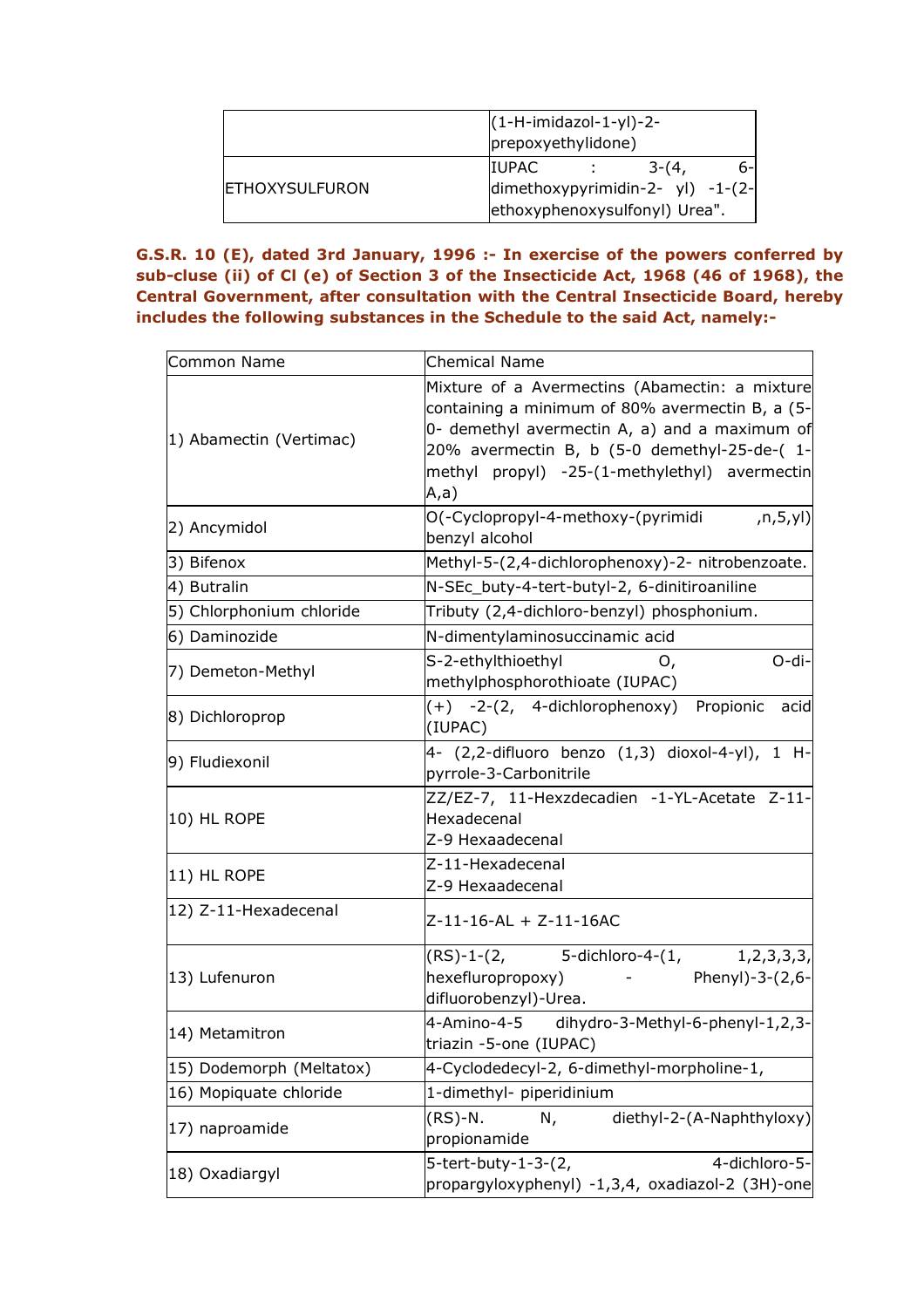| | |
|---|---|
| | (1-H-imidazol-1-yl)-2-prepoxyethylidone) |
| ETHOXYSULFURON | IUPAC : 3-(4, 6-dimethoxypyrimidin-2- yl) -1-(2-ethoxyphenoxysulfonyl) Urea". |

**G.S.R. 10 (E), dated 3rd January, 1996 :- In exercise of the powers conferred by sub-cluse (ii) of Cl (e) of Section 3 of the Insecticide Act, 1968 (46 of 1968), the Central Government, after consultation with the Central Insecticide Board, hereby includes the following substances in the Schedule to the said Act, namely:-**

| Common Name | Chemical Name |
|---|---|
| 1) Abamectin (Vertimac) | Mixture of a Avermectins (Abamectin: a mixture containing a minimum of 80% avermectin B, a (5-0- demethyl avermectin A, a) and a maximum of 20% avermectin B, b (5-0 demethyl-25-de-( 1-methyl propyl) -25-(1-methylethyl) avermectin A,a) |
| 2) Ancymidol | O(-Cyclopropyl-4-methoxy-(pyrimidi ,n,5,yl) benzyl alcohol |
| 3) Bifenox | Methyl-5-(2,4-dichlorophenoxy)-2- nitrobenzoate. |
| 4) Butralin | N-SEc_buty-4-tert-butyl-2, 6-dinitiroaniline |
| 5) Chlorphonium chloride | Tributy (2,4-dichloro-benzyl) phosphonium. |
| 6) Daminozide | N-dimentylaminosuccinamic acid |
| 7) Demeton-Methyl | S-2-ethylthioethyl O, O-di-methylphosphorothioate (IUPAC) |
| 8) Dichloroprop | (+) -2-(2, 4-dichlorophenoxy) Propionic acid (IUPAC) |
| 9) Fludiexonil | 4- (2,2-difluoro benzo (1,3) dioxol-4-yl), 1 H-pyrrole-3-Carbonitrile |
| 10) HL ROPE | ZZ/EZ-7, 11-Hexzdecadien -1-YL-Acetate Z-11-Hexadecenal<br>Z-9 Hexaadecenal |
| 11) HL ROPE | Z-11-Hexadecenal<br>Z-9 Hexaadecenal |
| 12) Z-11-Hexadecenal | Z-11-16-AL + Z-11-16AC |
| 13) Lufenuron | (RS)-1-(2, 5-dichloro-4-(1, 1,2,3,3,3, hexefluropropoxy) - Phenyl)-3-(2,6-difluorobenzyl)-Urea. |
| 14) Metamitron | 4-Amino-4-5 dihydro-3-Methyl-6-phenyl-1,2,3-triazin -5-one (IUPAC) |
| 15) Dodemorph (Meltatox) | 4-Cyclodedecyl-2, 6-dimethyl-morpholine-1, |
| 16) Mopiquate chloride | 1-dimethyl- piperidinium |
| 17) naproamide | (RS)-N. N, diethyl-2-(A-Naphthyloxy) propionamide |
| 18) Oxadiargyl | 5-tert-buty-1-3-(2, 4-dichloro-5-propargyloxyphenyl) -1,3,4, oxadiazol-2 (3H)-one |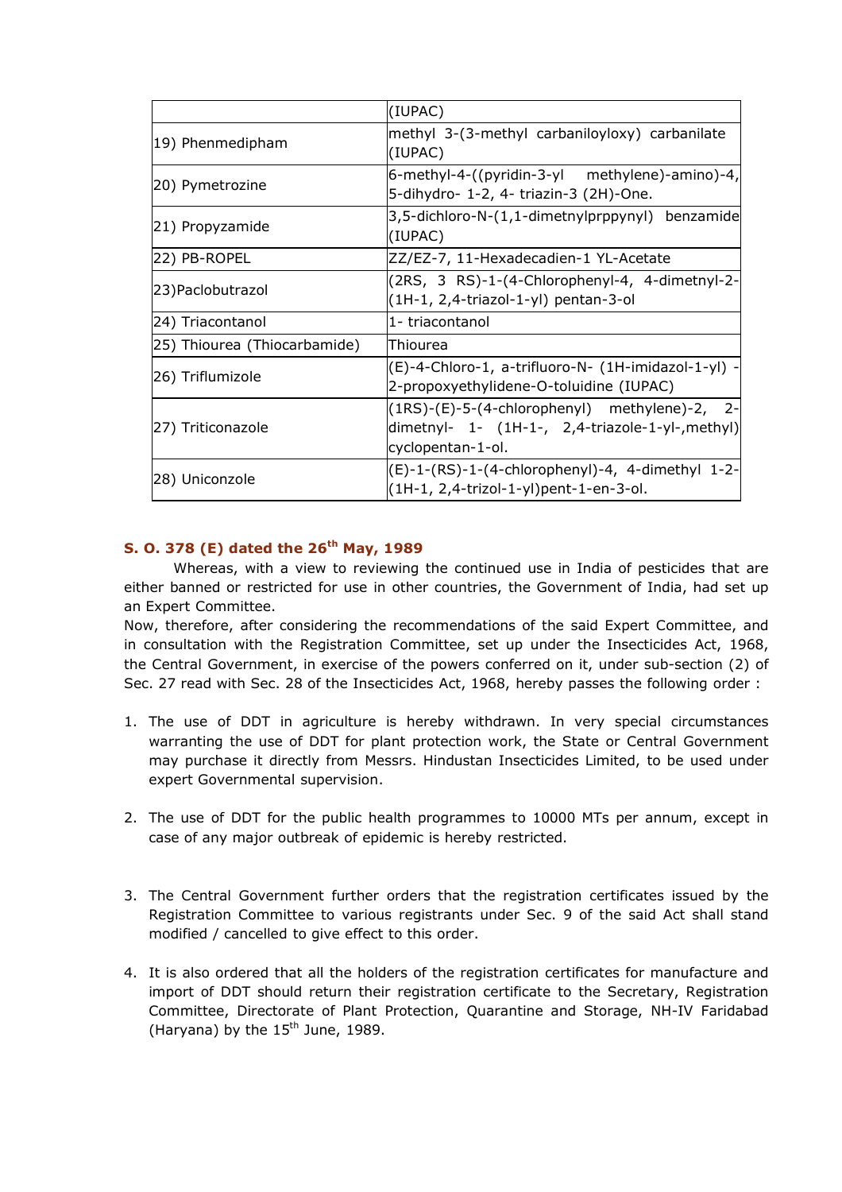| | |
|---|---|
| | (IUPAC) |
| 19) Phenmedipham | methyl 3-(3-methyl carbaniloyloxy) carbanilate (IUPAC) |
| 20) Pymetrozine | 6-methyl-4-((pyridin-3-yl methylene)-amino)-4, 5-dihydro- 1-2, 4- triazin-3 (2H)-One. |
| 21) Propyzamide | 3,5-dichloro-N-(1,1-dimetnylprppynyl) benzamide (IUPAC) |
| 22) PB-ROPEL | ZZ/EZ-7, 11-Hexadecadien-1 YL-Acetate |
| 23)Paclobutrazol | (2RS, 3 RS)-1-(4-Chlorophenyl-4, 4-dimetnyl-2-(1H-1, 2,4-triazol-1-yl) pentan-3-ol |
| 24) Triacontanol | 1- triacontanol |
| 25) Thiourea (Thiocarbamide) | Thiourea |
| 26) Triflumizole | (E)-4-Chloro-1, a-trifluoro-N- (1H-imidazol-1-yl) -2-propoxyethylidene-O-toluidine (IUPAC) |
| 27) Triticonazole | (1RS)-(E)-5-(4-chlorophenyl) methylene)-2, 2-dimetnyl- 1- (1H-1-, 2,4-triazole-1-yl-,methyl) cyclopentan-1-ol. |
| 28) Uniconzole | (E)-1-(RS)-1-(4-chlorophenyl)-4, 4-dimethyl 1-2-(1H-1, 2,4-trizol-1-yl)pent-1-en-3-ol. |

**S. O. 378 (E) dated the 26th May, 1989**

Whereas, with a view to reviewing the continued use in India of pesticides that are either banned or restricted for use in other countries, the Government of India, had set up an Expert Committee.

Now, therefore, after considering the recommendations of the said Expert Committee, and in consultation with the Registration Committee, set up under the Insecticides Act, 1968, the Central Government, in exercise of the powers conferred on it, under sub-section (2) of Sec. 27 read with Sec. 28 of the Insecticides Act, 1968, hereby passes the following order :

1. The use of DDT in agriculture is hereby withdrawn. In very special circumstances warranting the use of DDT for plant protection work, the State or Central Government may purchase it directly from Messrs. Hindustan Insecticides Limited, to be used under expert Governmental supervision.

2. The use of DDT for the public health programmes to 10000 MTs per annum, except in case of any major outbreak of epidemic is hereby restricted.

3. The Central Government further orders that the registration certificates issued by the Registration Committee to various registrants under Sec. 9 of the said Act shall stand modified / cancelled to give effect to this order.

4. It is also ordered that all the holders of the registration certificates for manufacture and import of DDT should return their registration certificate to the Secretary, Registration Committee, Directorate of Plant Protection, Quarantine and Storage, NH-IV Faridabad (Haryana) by the 15th June, 1989.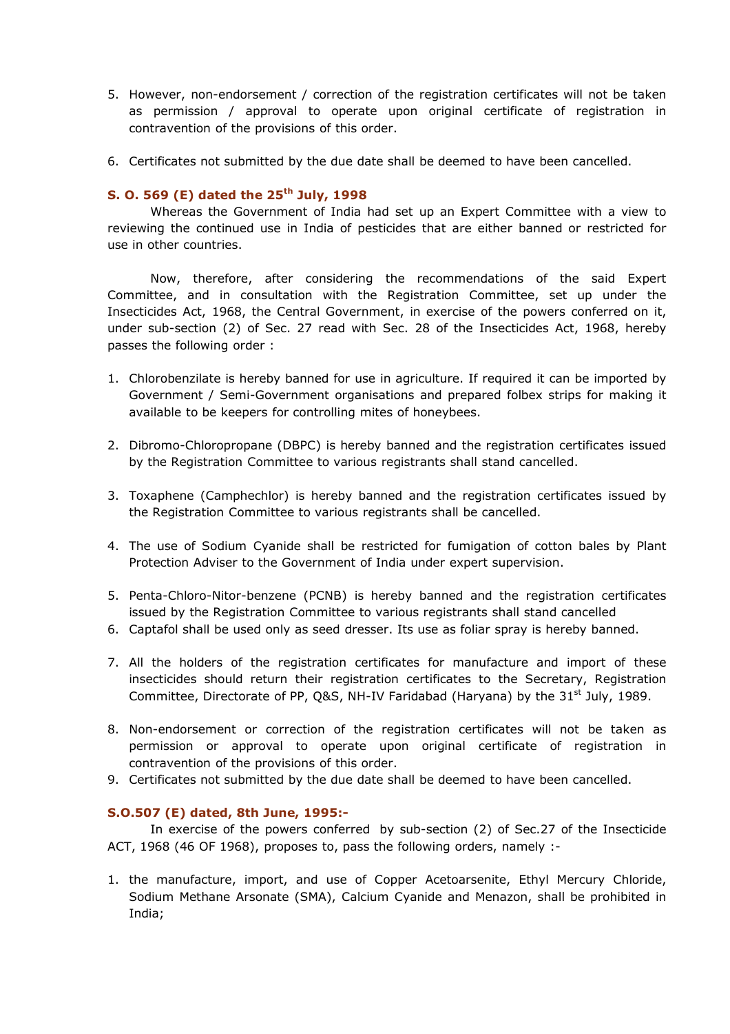5. However, non-endorsement / correction of the registration certificates will not be taken as permission / approval to operate upon original certificate of registration in contravention of the provisions of this order.

6. Certificates not submitted by the due date shall be deemed to have been cancelled.

**S. O. 569 (E) dated the 25th July, 1998**

Whereas the Government of India had set up an Expert Committee with a view to reviewing the continued use in India of pesticides that are either banned or restricted for use in other countries.

Now, therefore, after considering the recommendations of the said Expert Committee, and in consultation with the Registration Committee, set up under the Insecticides Act, 1968, the Central Government, in exercise of the powers conferred on it, under sub-section (2) of Sec. 27 read with Sec. 28 of the Insecticides Act, 1968, hereby passes the following order :

1. Chlorobenzilate is hereby banned for use in agriculture. If required it can be imported by Government / Semi-Government organisations and prepared folbex strips for making it available to be keepers for controlling mites of honeybees.

2. Dibromo-Chloropropane (DBPC) is hereby banned and the registration certificates issued by the Registration Committee to various registrants shall stand cancelled.

3. Toxaphene (Camphechlor) is hereby banned and the registration certificates issued by the Registration Committee to various registrants shall be cancelled.

4. The use of Sodium Cyanide shall be restricted for fumigation of cotton bales by Plant Protection Adviser to the Government of India under expert supervision.

5. Penta-Chloro-Nitor-benzene (PCNB) is hereby banned and the registration certificates issued by the Registration Committee to various registrants shall stand cancelled
6. Captafol shall be used only as seed dresser. Its use as foliar spray is hereby banned.

7. All the holders of the registration certificates for manufacture and import of these insecticides should return their registration certificates to the Secretary, Registration Committee, Directorate of PP, Q&S, NH-IV Faridabad (Haryana) by the 31st July, 1989.

8. Non-endorsement or correction of the registration certificates will not be taken as permission or approval to operate upon original certificate of registration in contravention of the provisions of this order.
9. Certificates not submitted by the due date shall be deemed to have been cancelled.

**S.O.507 (E) dated, 8th June, 1995:-**

In exercise of the powers conferred by sub-section (2) of Sec.27 of the Insecticide ACT, 1968 (46 OF 1968), proposes to, pass the following orders, namely :-

1. the manufacture, import, and use of Copper Acetoarsenite, Ethyl Mercury Chloride, Sodium Methane Arsonate (SMA), Calcium Cyanide and Menazon, shall be prohibited in India;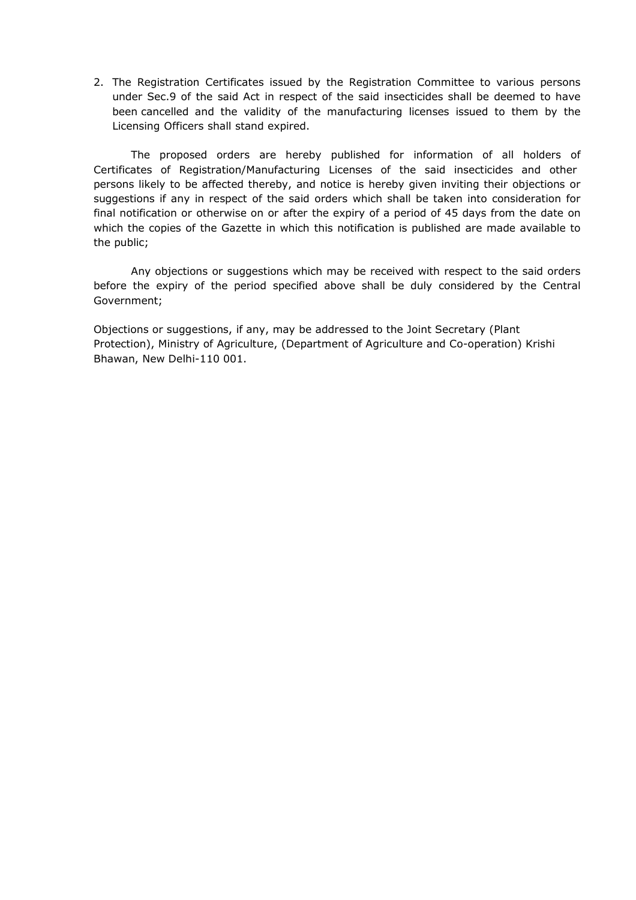2. The Registration Certificates issued by the Registration Committee to various persons under Sec.9 of the said Act in respect of the said insecticides shall be deemed to have been cancelled and the validity of the manufacturing licenses issued to them by the Licensing Officers shall stand expired.

The proposed orders are hereby published for information of all holders of Certificates of Registration/Manufacturing Licenses of the said insecticides and other persons likely to be affected thereby, and notice is hereby given inviting their objections or suggestions if any in respect of the said orders which shall be taken into consideration for final notification or otherwise on or after the expiry of a period of 45 days from the date on which the copies of the Gazette in which this notification is published are made available to the public;

Any objections or suggestions which may be received with respect to the said orders before the expiry of the period specified above shall be duly considered by the Central Government;

Objections or suggestions, if any, may be addressed to the Joint Secretary (Plant Protection), Ministry of Agriculture, (Department of Agriculture and Co-operation) Krishi Bhawan, New Delhi-110 001.